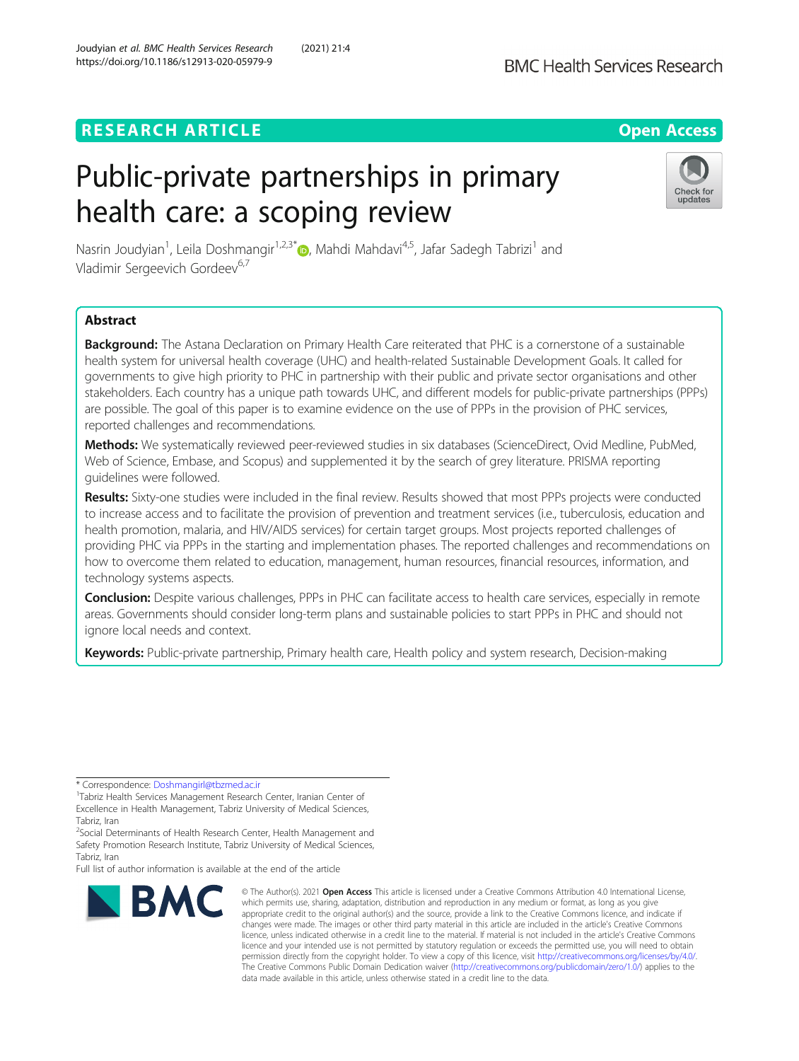RESEARCH ARTICLE

Open Access

# Public-private partnerships in primary health care: a scoping review

Nasrin Joudyian[1], Leila Doshmangir[1,2,3*], Mahdi Mahdavi[4,5], Jafar Sadegh Tabrizi[1] and Vladimir Sergeevich Gordeev[6,7]

## Abstract

**Background:** The Astana Declaration on Primary Health Care reiterated that PHC is a cornerstone of a sustainable health system for universal health coverage (UHC) and health-related Sustainable Development Goals. It called for governments to give high priority to PHC in partnership with their public and private sector organisations and other stakeholders. Each country has a unique path towards UHC, and different models for public-private partnerships (PPPs) are possible. The goal of this paper is to examine evidence on the use of PPPs in the provision of PHC services, reported challenges and recommendations.

**Methods:** We systematically reviewed peer-reviewed studies in six databases (ScienceDirect, Ovid Medline, PubMed, Web of Science, Embase, and Scopus) and supplemented it by the search of grey literature. PRISMA reporting guidelines were followed.

**Results:** Sixty-one studies were included in the final review. Results showed that most PPPs projects were conducted to increase access and to facilitate the provision of prevention and treatment services (i.e., tuberculosis, education and health promotion, malaria, and HIV/AIDS services) for certain target groups. Most projects reported challenges of providing PHC via PPPs in the starting and implementation phases. The reported challenges and recommendations on how to overcome them related to education, management, human resources, financial resources, information, and technology systems aspects.

**Conclusion:** Despite various challenges, PPPs in PHC can facilitate access to health care services, especially in remote areas. Governments should consider long-term plans and sustainable policies to start PPPs in PHC and should not ignore local needs and context.

**Keywords:** Public-private partnership, Primary health care, Health policy and system research, Decision-making

---

\* Correspondence: Doshmangirl@tbzmed.ac.ir

[1]Tabriz Health Services Management Research Center, Iranian Center of Excellence in Health Management, Tabriz University of Medical Sciences, Tabriz, Iran

[2]Social Determinants of Health Research Center, Health Management and Safety Promotion Research Institute, Tabriz University of Medical Sciences, Tabriz, Iran

Full list of author information is available at the end of the article

© The Author(s). 2021 **Open Access** This article is licensed under a Creative Commons Attribution 4.0 International License, which permits use, sharing, adaptation, distribution and reproduction in any medium or format, as long as you give appropriate credit to the original author(s) and the source, provide a link to the Creative Commons licence, and indicate if changes were made. The images or other third party material in this article are included in the article's Creative Commons licence, unless indicated otherwise in a credit line to the material. If material is not included in the article's Creative Commons licence and your intended use is not permitted by statutory regulation or exceeds the permitted use, you will need to obtain permission directly from the copyright holder. To view a copy of this licence, visit http://creativecommons.org/licenses/by/4.0/. The Creative Commons Public Domain Dedication waiver (http://creativecommons.org/publicdomain/zero/1.0/) applies to the data made available in this article, unless otherwise stated in a credit line to the data.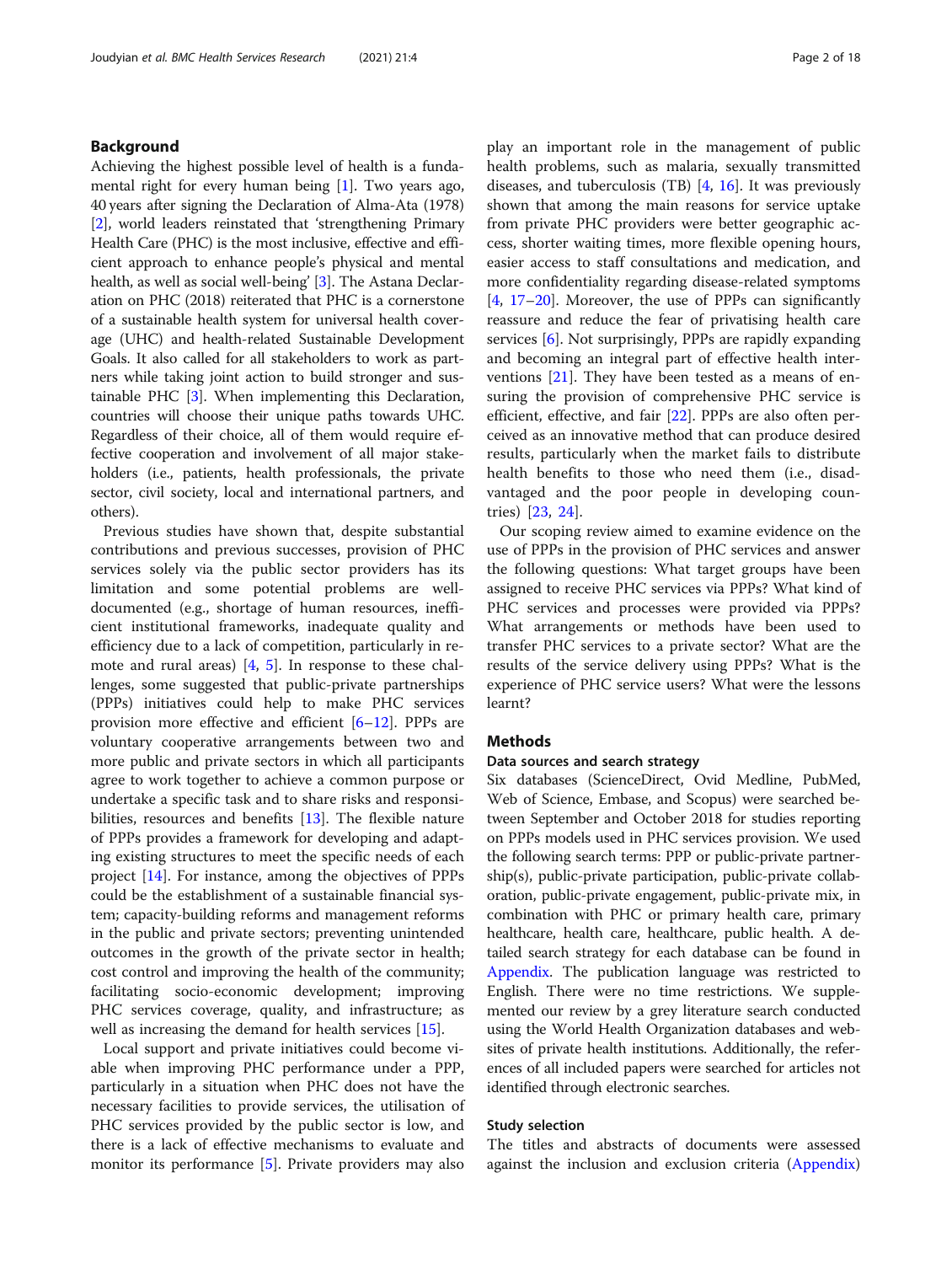## Background

Achieving the highest possible level of health is a fundamental right for every human being [1]. Two years ago, 40 years after signing the Declaration of Alma-Ata (1978) [2], world leaders reinstated that 'strengthening Primary Health Care (PHC) is the most inclusive, effective and efficient approach to enhance people's physical and mental health, as well as social well-being' [3]. The Astana Declaration on PHC (2018) reiterated that PHC is a cornerstone of a sustainable health system for universal health coverage (UHC) and health-related Sustainable Development Goals. It also called for all stakeholders to work as partners while taking joint action to build stronger and sustainable PHC [3]. When implementing this Declaration, countries will choose their unique paths towards UHC. Regardless of their choice, all of them would require effective cooperation and involvement of all major stakeholders (i.e., patients, health professionals, the private sector, civil society, local and international partners, and others).

Previous studies have shown that, despite substantial contributions and previous successes, provision of PHC services solely via the public sector providers has its limitation and some potential problems are well-documented (e.g., shortage of human resources, inefficient institutional frameworks, inadequate quality and efficiency due to a lack of competition, particularly in remote and rural areas) [4, 5]. In response to these challenges, some suggested that public-private partnerships (PPPs) initiatives could help to make PHC services provision more effective and efficient [6–12]. PPPs are voluntary cooperative arrangements between two and more public and private sectors in which all participants agree to work together to achieve a common purpose or undertake a specific task and to share risks and responsibilities, resources and benefits [13]. The flexible nature of PPPs provides a framework for developing and adapting existing structures to meet the specific needs of each project [14]. For instance, among the objectives of PPPs could be the establishment of a sustainable financial system; capacity-building reforms and management reforms in the public and private sectors; preventing unintended outcomes in the growth of the private sector in health; cost control and improving the health of the community; facilitating socio-economic development; improving PHC services coverage, quality, and infrastructure; as well as increasing the demand for health services [15].

Local support and private initiatives could become viable when improving PHC performance under a PPP, particularly in a situation when PHC does not have the necessary facilities to provide services, the utilisation of PHC services provided by the public sector is low, and there is a lack of effective mechanisms to evaluate and monitor its performance [5]. Private providers may also play an important role in the management of public health problems, such as malaria, sexually transmitted diseases, and tuberculosis (TB) [4, 16]. It was previously shown that among the main reasons for service uptake from private PHC providers were better geographic access, shorter waiting times, more flexible opening hours, easier access to staff consultations and medication, and more confidentiality regarding disease-related symptoms [4, 17–20]. Moreover, the use of PPPs can significantly reassure and reduce the fear of privatising health care services [6]. Not surprisingly, PPPs are rapidly expanding and becoming an integral part of effective health interventions [21]. They have been tested as a means of ensuring the provision of comprehensive PHC service is efficient, effective, and fair [22]. PPPs are also often perceived as an innovative method that can produce desired results, particularly when the market fails to distribute health benefits to those who need them (i.e., disadvantaged and the poor people in developing countries) [23, 24].

Our scoping review aimed to examine evidence on the use of PPPs in the provision of PHC services and answer the following questions: What target groups have been assigned to receive PHC services via PPPs? What kind of PHC services and processes were provided via PPPs? What arrangements or methods have been used to transfer PHC services to a private sector? What are the results of the service delivery using PPPs? What is the experience of PHC service users? What were the lessons learnt?

## Methods

### Data sources and search strategy

Six databases (ScienceDirect, Ovid Medline, PubMed, Web of Science, Embase, and Scopus) were searched between September and October 2018 for studies reporting on PPPs models used in PHC services provision. We used the following search terms: PPP or public-private partnership(s), public-private participation, public-private collaboration, public-private engagement, public-private mix, in combination with PHC or primary health care, primary healthcare, health care, healthcare, public health. A detailed search strategy for each database can be found in Appendix. The publication language was restricted to English. There were no time restrictions. We supplemented our review by a grey literature search conducted using the World Health Organization databases and websites of private health institutions. Additionally, the references of all included papers were searched for articles not identified through electronic searches.

### Study selection

The titles and abstracts of documents were assessed against the inclusion and exclusion criteria (Appendix)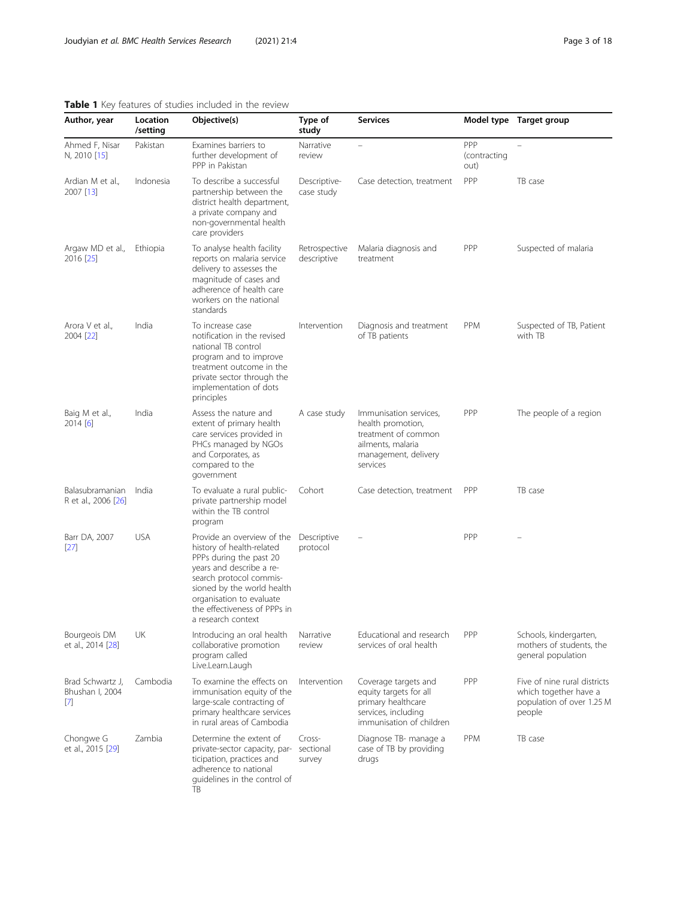**Table 1** Key features of studies included in the review

| Author, year | Location /setting | Objective(s) | Type of study | Services | Model type | Target group |
|---|---|---|---|---|---|---|
| Ahmed F, Nisar N, 2010 [15] | Pakistan | Examines barriers to further development of PPP in Pakistan | Narrative review | – | PPP (contracting out) | – |
| Ardian M et al., 2007 [13] | Indonesia | To describe a successful partnership between the district health department, a private company and non-governmental health care providers | Descriptive-case study | Case detection, treatment | PPP | TB case |
| Argaw MD et al., 2016 [25] | Ethiopia | To analyse health facility reports on malaria service delivery to assesses the magnitude of cases and adherence of health care workers on the national standards | Retrospective descriptive | Malaria diagnosis and treatment | PPP | Suspected of malaria |
| Arora V et al., 2004 [22] | India | To increase case notification in the revised national TB control program and to improve treatment outcome in the private sector through the implementation of dots principles | Intervention | Diagnosis and treatment of TB patients | PPM | Suspected of TB, Patient with TB |
| Baig M et al., 2014 [6] | India | Assess the nature and extent of primary health care services provided in PHCs managed by NGOs and Corporates, as compared to the government | A case study | Immunisation services, health promotion, treatment of common ailments, malaria management, delivery services | PPP | The people of a region |
| Balasubramanian R et al., 2006 [26] | India | To evaluate a rural public-private partnership model within the TB control program | Cohort | Case detection, treatment | PPP | TB case |
| Barr DA, 2007 [27] | USA | Provide an overview of the history of health-related PPPs during the past 20 years and describe a research protocol commissioned by the world health organisation to evaluate the effectiveness of PPPs in a research context | Descriptive protocol | – | PPP | – |
| Bourgeois DM et al., 2014 [28] | UK | Introducing an oral health collaborative promotion program called Live.Learn.Laugh | Narrative review | Educational and research services of oral health | PPP | Schools, kindergarten, mothers of students, the general population |
| Brad Schwartz J, Bhushan I, 2004 [7] | Cambodia | To examine the effects on immunisation equity of the large-scale contracting of primary healthcare services in rural areas of Cambodia | Intervention | Coverage targets and equity targets for all primary healthcare services, including immunisation of children | PPP | Five of nine rural districts which together have a population of over 1.25 M people |
| Chongwe G et al., 2015 [29] | Zambia | Determine the extent of private-sector capacity, participation, practices and adherence to national guidelines in the control of TB | Cross-sectional survey | Diagnose TB- manage a case of TB by providing drugs | PPM | TB case |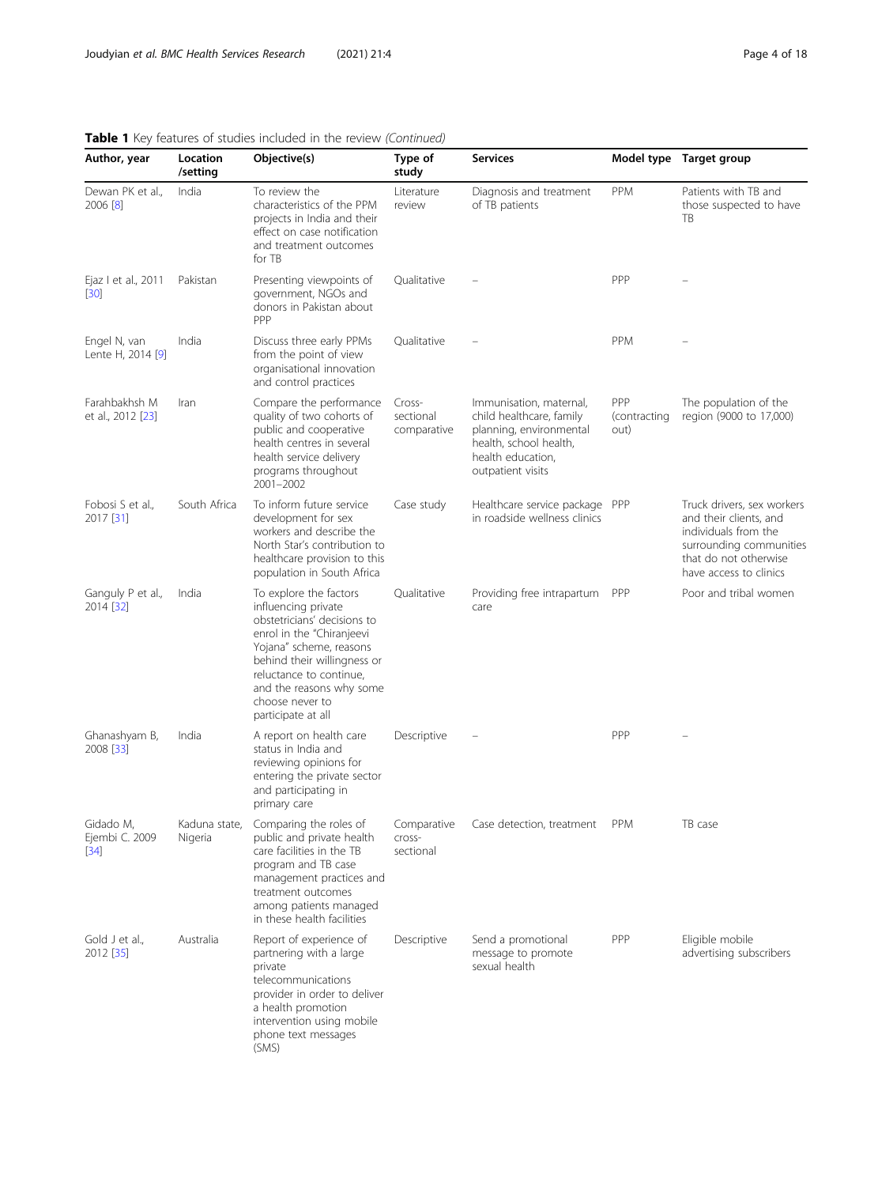**Table 1** Key features of studies included in the review *(Continued)*

| Author, year | Location /setting | Objective(s) | Type of study | Services | Model type | Target group |
|---|---|---|---|---|---|---|
| Dewan PK et al., 2006 [8] | India | To review the characteristics of the PPM projects in India and their effect on case notification and treatment outcomes for TB | Literature review | Diagnosis and treatment of TB patients | PPM | Patients with TB and those suspected to have TB |
| Ejaz I et al., 2011 [30] | Pakistan | Presenting viewpoints of government, NGOs and donors in Pakistan about PPP | Qualitative | – | PPP | – |
| Engel N, van Lente H, 2014 [9] | India | Discuss three early PPMs from the point of view organisational innovation and control practices | Qualitative | – | PPM | – |
| Farahbakhsh M et al., 2012 [23] | Iran | Compare the performance quality of two cohorts of public and cooperative health centres in several health service delivery programs throughout 2001–2002 | Cross-sectional comparative | Immunisation, maternal, child healthcare, family planning, environmental health, school health, health education, outpatient visits | PPP (contracting out) | The population of the region (9000 to 17,000) |
| Fobosi S et al., 2017 [31] | South Africa | To inform future service development for sex workers and describe the North Star's contribution to healthcare provision to this population in South Africa | Case study | Healthcare service package in roadside wellness clinics | PPP | Truck drivers, sex workers and their clients, and individuals from the surrounding communities that do not otherwise have access to clinics |
| Ganguly P et al., 2014 [32] | India | To explore the factors influencing private obstetricians' decisions to enrol in the "Chiranjeevi Yojana" scheme, reasons behind their willingness or reluctance to continue, and the reasons why some choose never to participate at all | Qualitative | Providing free intrapartum care | PPP | Poor and tribal women |
| Ghanashyam B, 2008 [33] | India | A report on health care status in India and reviewing opinions for entering the private sector and participating in primary care | Descriptive | – | PPP | – |
| Gidado M, Ejembi C. 2009 [34] | Kaduna state, Nigeria | Comparing the roles of public and private health care facilities in the TB program and TB case management practices and treatment outcomes among patients managed in these health facilities | Comparative cross-sectional | Case detection, treatment | PPM | TB case |
| Gold J et al., 2012 [35] | Australia | Report of experience of partnering with a large private telecommunications provider in order to deliver a health promotion intervention using mobile phone text messages (SMS) | Descriptive | Send a promotional message to promote sexual health | PPP | Eligible mobile advertising subscribers |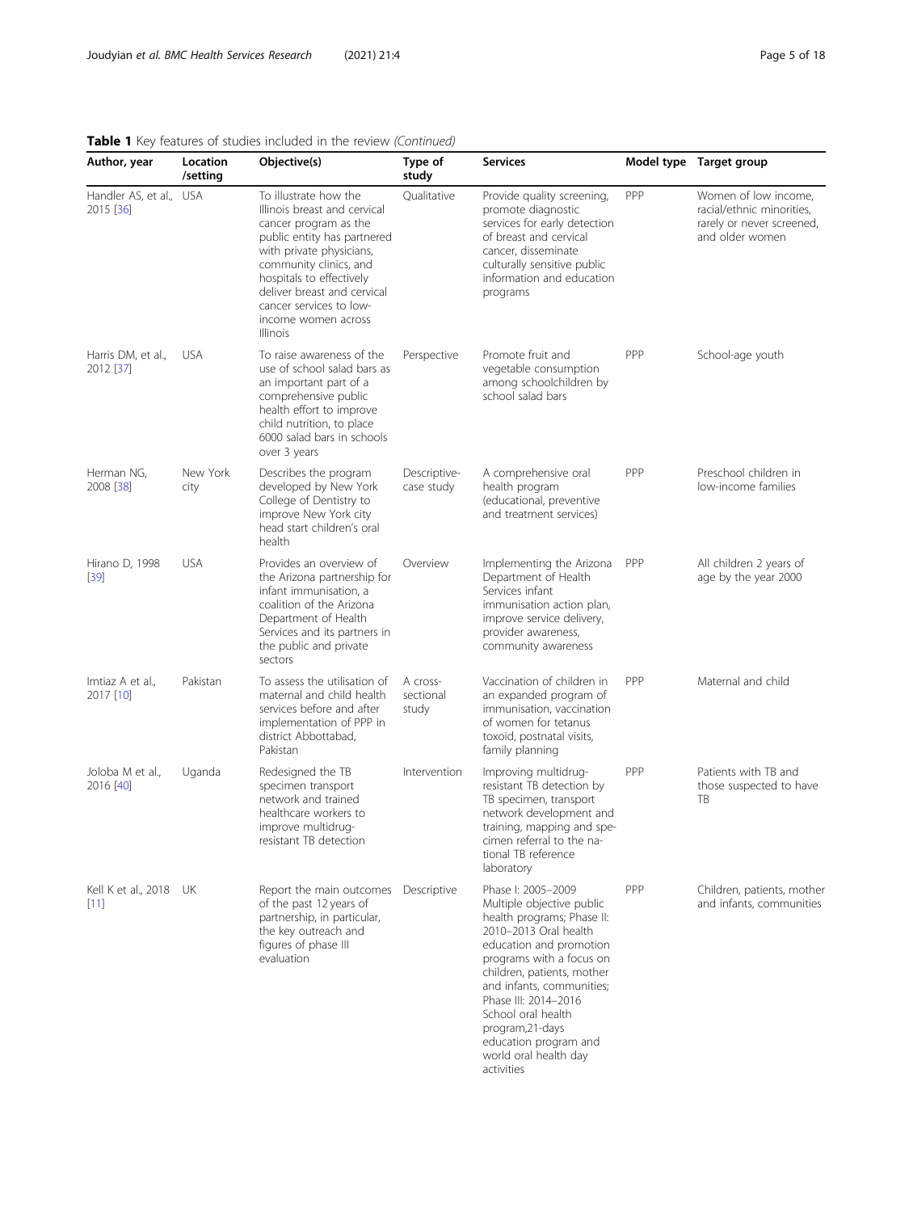**Table 1** Key features of studies included in the review *(Continued)*

| Author, year | Location /setting | Objective(s) | Type of study | Services | Model type | Target group |
|---|---|---|---|---|---|---|
| Handler AS, et al., 2015 [36] | USA | To illustrate how the Illinois breast and cervical cancer program as the public entity has partnered with private physicians, community clinics, and hospitals to effectively deliver breast and cervical cancer services to low-income women across Illinois | Qualitative | Provide quality screening, promote diagnostic services for early detection of breast and cervical cancer, disseminate culturally sensitive public information and education programs | PPP | Women of low income, racial/ethnic minorities, rarely or never screened, and older women |
| Harris DM, et al., 2012 [37] | USA | To raise awareness of the use of school salad bars as an important part of a comprehensive public health effort to improve child nutrition, to place 6000 salad bars in schools over 3 years | Perspective | Promote fruit and vegetable consumption among schoolchildren by school salad bars | PPP | School-age youth |
| Herman NG, 2008 [38] | New York city | Describes the program developed by New York College of Dentistry to improve New York city head start children's oral health | Descriptive-case study | A comprehensive oral health program (educational, preventive and treatment services) | PPP | Preschool children in low-income families |
| Hirano D, 1998 [39] | USA | Provides an overview of the Arizona partnership for infant immunisation, a coalition of the Arizona Department of Health Services and its partners in the public and private sectors | Overview | Implementing the Arizona Department of Health Services infant immunisation action plan, improve service delivery, provider awareness, community awareness | PPP | All children 2 years of age by the year 2000 |
| Imtiaz A et al., 2017 [10] | Pakistan | To assess the utilisation of maternal and child health services before and after implementation of PPP in district Abbottabad, Pakistan | A cross-sectional study | Vaccination of children in an expanded program of immunisation, vaccination of women for tetanus toxoid, postnatal visits, family planning | PPP | Maternal and child |
| Joloba M et al., 2016 [40] | Uganda | Redesigned the TB specimen transport network and trained healthcare workers to improve multidrug-resistant TB detection | Intervention | Improving multidrug-resistant TB detection by TB specimen, transport network development and training, mapping and specimen referral to the national TB reference laboratory | PPP | Patients with TB and those suspected to have TB |
| Kell K et al., 2018 [11] | UK | Report the main outcomes of the past 12 years of partnership, in particular, the key outreach and figures of phase III evaluation | Descriptive | Phase I: 2005–2009 Multiple objective public health programs; Phase II: 2010–2013 Oral health education and promotion programs with a focus on children, patients, mother and infants, communities; Phase III: 2014–2016 School oral health program, 21-days education program and world oral health day activities | PPP | Children, patients, mother and infants, communities |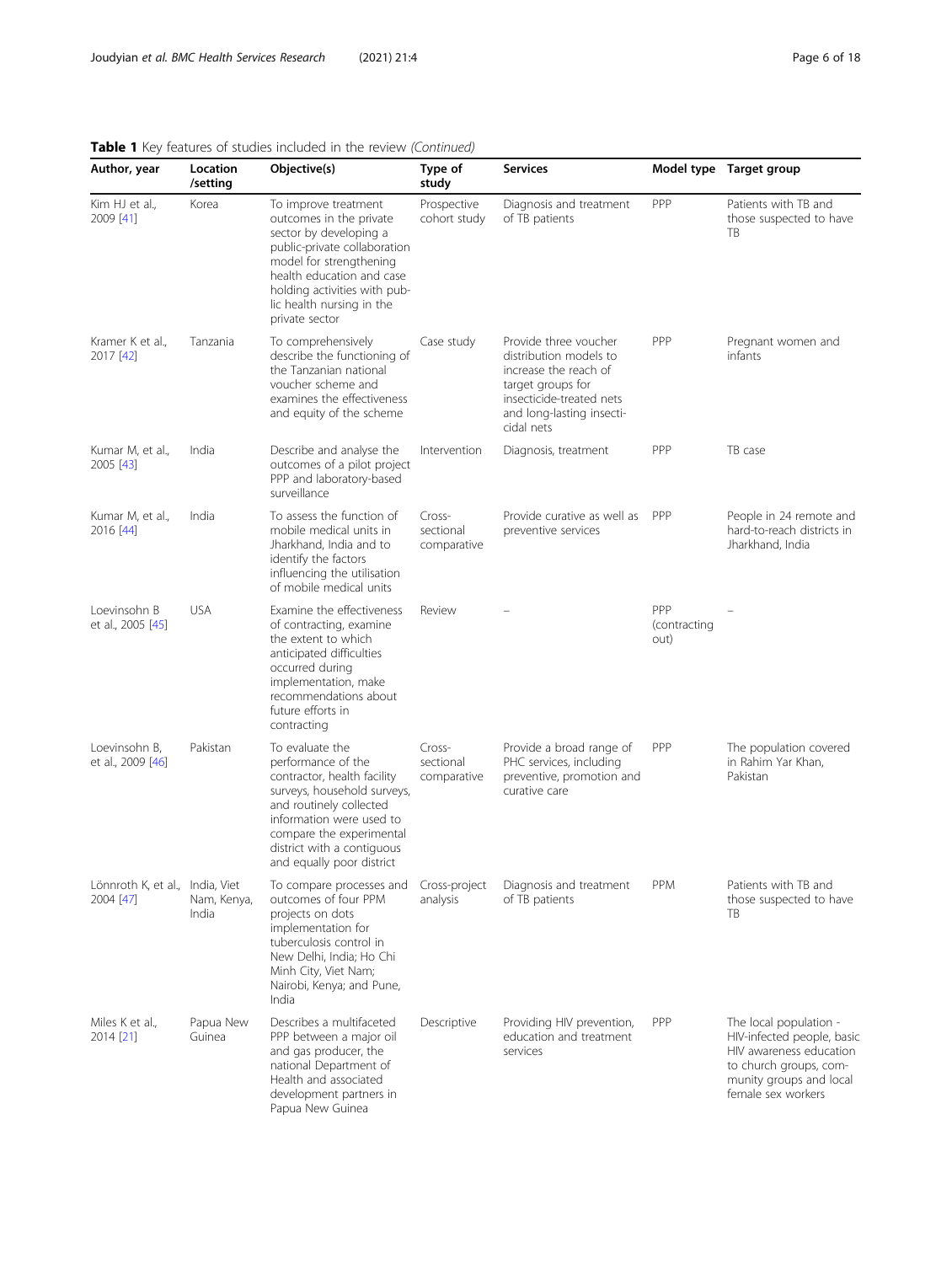**Table 1** Key features of studies included in the review *(Continued)*

| Author, year | Location /setting | Objective(s) | Type of study | Services | Model type | Target group |
|---|---|---|---|---|---|---|
| Kim HJ et al., 2009 [41] | Korea | To improve treatment outcomes in the private sector by developing a public-private collaboration model for strengthening health education and case holding activities with public health nursing in the private sector | Prospective cohort study | Diagnosis and treatment of TB patients | PPP | Patients with TB and those suspected to have TB |
| Kramer K et al., 2017 [42] | Tanzania | To comprehensively describe the functioning of the Tanzanian national voucher scheme and examines the effectiveness and equity of the scheme | Case study | Provide three voucher distribution models to increase the reach of target groups for insecticide-treated nets and long-lasting insecticidal nets | PPP | Pregnant women and infants |
| Kumar M, et al., 2005 [43] | India | Describe and analyse the outcomes of a pilot project PPP and laboratory-based surveillance | Intervention | Diagnosis, treatment | PPP | TB case |
| Kumar M, et al., 2016 [44] | India | To assess the function of mobile medical units in Jharkhand, India and to identify the factors influencing the utilisation of mobile medical units | Cross-sectional comparative | Provide curative as well as preventive services | PPP | People in 24 remote and hard-to-reach districts in Jharkhand, India |
| Loevinsohn B et al., 2005 [45] | USA | Examine the effectiveness of contracting, examine the extent to which anticipated difficulties occurred during implementation, make recommendations about future efforts in contracting | Review | – | PPP (contracting out) | – |
| Loevinsohn B, et al., 2009 [46] | Pakistan | To evaluate the performance of the contractor, health facility surveys, household surveys, and routinely collected information were used to compare the experimental district with a contiguous and equally poor district | Cross-sectional comparative | Provide a broad range of PHC services, including preventive, promotion and curative care | PPP | The population covered in Rahim Yar Khan, Pakistan |
| Lönnroth K, et al., 2004 [47] | India, Viet Nam, Kenya, India | To compare processes and outcomes of four PPM projects on dots implementation for tuberculosis control in New Delhi, India; Ho Chi Minh City, Viet Nam; Nairobi, Kenya; and Pune, India | Cross-project analysis | Diagnosis and treatment of TB patients | PPM | Patients with TB and those suspected to have TB |
| Miles K et al., 2014 [21] | Papua New Guinea | Describes a multifaceted PPP between a major oil and gas producer, the national Department of Health and associated development partners in Papua New Guinea | Descriptive | Providing HIV prevention, education and treatment services | PPP | The local population - HIV-infected people, basic HIV awareness education to church groups, community groups and local female sex workers |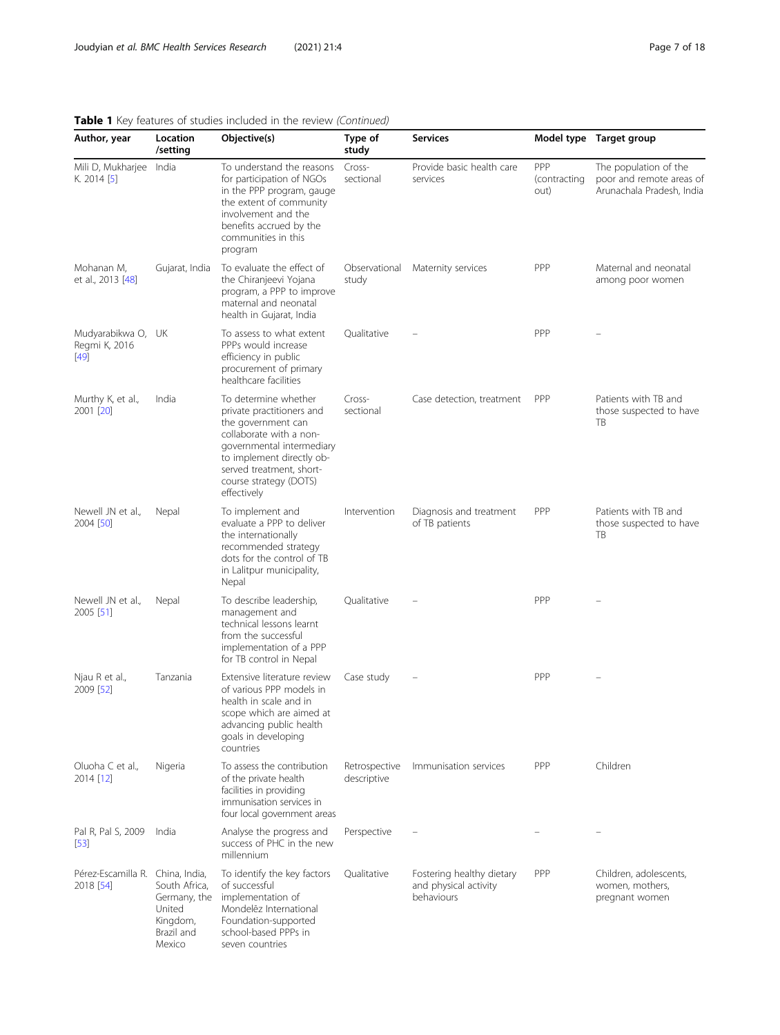**Table 1** Key features of studies included in the review *(Continued)*

| Author, year | Location /setting | Objective(s) | Type of study | Services | Model type | Target group |
|---|---|---|---|---|---|---|
| Mili D, Mukharjee K. 2014 [5] | India | To understand the reasons for participation of NGOs in the PPP program, gauge the extent of community involvement and the benefits accrued by the communities in this program | Cross-sectional | Provide basic health care services | PPP (contracting out) | The population of the poor and remote areas of Arunachala Pradesh, India |
| Mohanan M, et al., 2013 [48] | Gujarat, India | To evaluate the effect of the Chiranjeevi Yojana program, a PPP to improve maternal and neonatal health in Gujarat, India | Observational study | Maternity services | PPP | Maternal and neonatal among poor women |
| Mudyarabikwa O, Regmi K, 2016 [49] | UK | To assess to what extent PPPs would increase efficiency in public procurement of primary healthcare facilities | Qualitative | – | PPP | – |
| Murthy K, et al., 2001 [20] | India | To determine whether private practitioners and the government can collaborate with a non-governmental intermediary to implement directly observed treatment, short-course strategy (DOTS) effectively | Cross-sectional | Case detection, treatment | PPP | Patients with TB and those suspected to have TB |
| Newell JN et al., 2004 [50] | Nepal | To implement and evaluate a PPP to deliver the internationally recommended strategy dots for the control of TB in Lalitpur municipality, Nepal | Intervention | Diagnosis and treatment of TB patients | PPP | Patients with TB and those suspected to have TB |
| Newell JN et al., 2005 [51] | Nepal | To describe leadership, management and technical lessons learnt from the successful implementation of a PPP for TB control in Nepal | Qualitative | – | PPP | – |
| Njau R et al., 2009 [52] | Tanzania | Extensive literature review of various PPP models in health in scale and in scope which are aimed at advancing public health goals in developing countries | Case study | – | PPP | – |
| Oluoha C et al., 2014 [12] | Nigeria | To assess the contribution of the private health facilities in providing immunisation services in four local government areas | Retrospective descriptive | Immunisation services | PPP | Children |
| Pal R, Pal S, 2009 [53] | India | Analyse the progress and success of PHC in the new millennium | Perspective | – | – | – |
| Pérez-Escamilla R. 2018 [54] | China, India, South Africa, Germany, the United Kingdom, Brazil and Mexico | To identify the key factors of successful implementation of Mondelēz International Foundation-supported school-based PPPs in seven countries | Qualitative | Fostering healthy dietary and physical activity behaviours | PPP | Children, adolescents, women, mothers, pregnant women |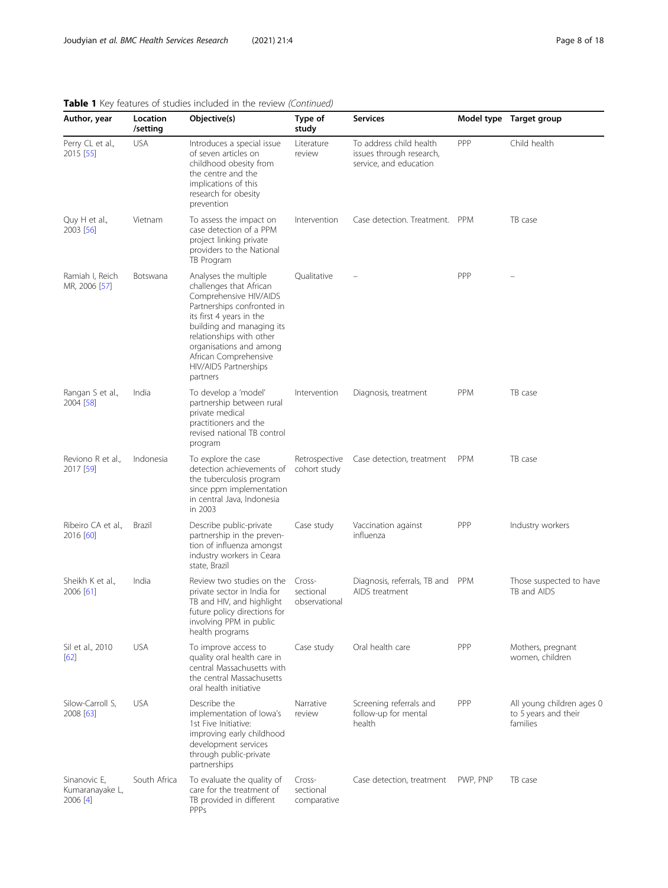**Table 1** Key features of studies included in the review *(Continued)*

| Author, year | Location /setting | Objective(s) | Type of study | Services | Model type | Target group |
|---|---|---|---|---|---|---|
| Perry CL et al., 2015 [55] | USA | Introduces a special issue of seven articles on childhood obesity from the centre and the implications of this research for obesity prevention | Literature review | To address child health issues through research, service, and education | PPP | Child health |
| Quy H et al., 2003 [56] | Vietnam | To assess the impact on case detection of a PPM project linking private providers to the National TB Program | Intervention | Case detection. Treatment. | PPM | TB case |
| Ramiah I, Reich MR, 2006 [57] | Botswana | Analyses the multiple challenges that African Comprehensive HIV/AIDS Partnerships confronted in its first 4 years in the building and managing its relationships with other organisations and among African Comprehensive HIV/AIDS Partnerships partners | Qualitative | – | PPP | – |
| Rangan S et al., 2004 [58] | India | To develop a 'model' partnership between rural private medical practitioners and the revised national TB control program | Intervention | Diagnosis, treatment | PPM | TB case |
| Reviono R et al., 2017 [59] | Indonesia | To explore the case detection achievements of the tuberculosis program since ppm implementation in central Java, Indonesia in 2003 | Retrospective cohort study | Case detection, treatment | PPM | TB case |
| Ribeiro CA et al., 2016 [60] | Brazil | Describe public-private partnership in the prevention of influenza amongst industry workers in Ceara state, Brazil | Case study | Vaccination against influenza | PPP | Industry workers |
| Sheikh K et al., 2006 [61] | India | Review two studies on the private sector in India for TB and HIV, and highlight future policy directions for involving PPM in public health programs | Cross-sectional observational | Diagnosis, referrals, TB and AIDS treatment | PPM | Those suspected to have TB and AIDS |
| Sil et al., 2010 [62] | USA | To improve access to quality oral health care in central Massachusetts with the central Massachusetts oral health initiative | Case study | Oral health care | PPP | Mothers, pregnant women, children |
| Silow-Carroll S, 2008 [63] | USA | Describe the implementation of Iowa's 1st Five Initiative: improving early childhood development services through public-private partnerships | Narrative review | Screening referrals and follow-up for mental health | PPP | All young children ages 0 to 5 years and their families |
| Sinanovic E, Kumaranayake L, 2006 [4] | South Africa | To evaluate the quality of care for the treatment of TB provided in different PPPs | Cross-sectional comparative | Case detection, treatment | PWP, PNP | TB case |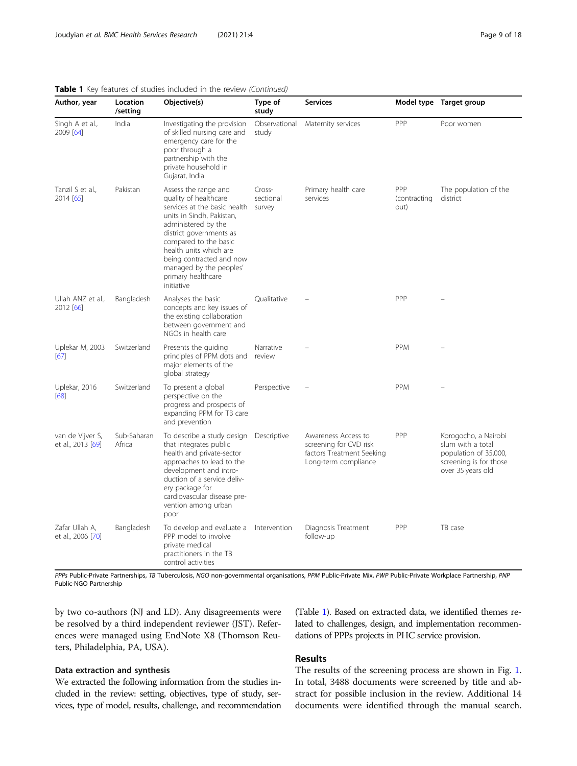**Table 1** Key features of studies included in the review *(Continued)*

| Author, year | Location /setting | Objective(s) | Type of study | Services | Model type | Target group |
|---|---|---|---|---|---|---|
| Singh A et al., 2009 [64] | India | Investigating the provision of skilled nursing care and emergency care for the poor through a partnership with the private household in Gujarat, India | Observational study | Maternity services | PPP | Poor women |
| Tanzil S et al., 2014 [65] | Pakistan | Assess the range and quality of healthcare services at the basic health units in Sindh, Pakistan, administered by the district governments as compared to the basic health units which are being contracted and now managed by the peoples' primary healthcare initiative | Cross-sectional survey | Primary health care services | PPP (contracting out) | The population of the district |
| Ullah ANZ et al., 2012 [66] | Bangladesh | Analyses the basic concepts and key issues of the existing collaboration between government and NGOs in health care | Qualitative | – | PPP | – |
| Uplekar M, 2003 [67] | Switzerland | Presents the guiding principles of PPM dots and major elements of the global strategy | Narrative review | – | PPM | – |
| Uplekar, 2016 [68] | Switzerland | To present a global perspective on the progress and prospects of expanding PPM for TB care and prevention | Perspective | – | PPM | – |
| van de Vijver S, et al., 2013 [69] | Sub-Saharan Africa | To describe a study design that integrates public health and private-sector approaches to lead to the development and introduction of a service delivery package for cardiovascular disease prevention among urban poor | Descriptive | Awareness Access to screening for CVD risk factors Treatment Seeking Long-term compliance | PPP | Korogocho, a Nairobi slum with a total population of 35,000, screening is for those over 35 years old |
| Zafar Ullah A, et al., 2006 [70] | Bangladesh | To develop and evaluate a PPP model to involve private medical practitioners in the TB control activities | Intervention | Diagnosis Treatment follow-up | PPP | TB case |

*PPPs* Public-Private Partnerships, *TB* Tuberculosis, *NGO* non-governmental organisations, *PPM* Public-Private Mix, *PWP* Public-Private Workplace Partnership, *PNP* Public-NGO Partnership

by two co-authors (NJ and LD). Any disagreements were be resolved by a third independent reviewer (JST). References were managed using EndNote X8 (Thomson Reuters, Philadelphia, PA, USA).

### Data extraction and synthesis

We extracted the following information from the studies included in the review: setting, objectives, type of study, services, type of model, results, challenge, and recommendation (Table 1). Based on extracted data, we identified themes related to challenges, design, and implementation recommendations of PPPs projects in PHC service provision.

## Results

The results of the screening process are shown in Fig. 1. In total, 3488 documents were screened by title and abstract for possible inclusion in the review. Additional 14 documents were identified through the manual search.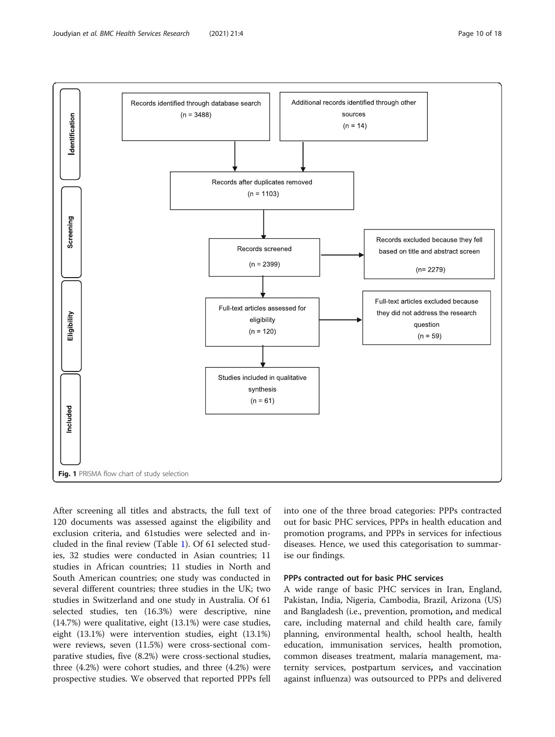Identification

Records identified through database search (n = 3488)

Additional records identified through other sources (n = 14)

Screening

Records after duplicates removed (n = 1103)

Records screened (n = 2399)

Records excluded because they fell based on title and abstract screen (n= 2279)

Eligibility

Full-text articles assessed for eligibility (n = 120)

Full-text articles excluded because they did not address the research question (n = 59)

Included

Studies included in qualitative synthesis (n = 61)

**Fig. 1** PRISMA flow chart of study selection

After screening all titles and abstracts, the full text of 120 documents was assessed against the eligibility and exclusion criteria, and 61studies were selected and included in the final review (Table 1). Of 61 selected studies, 32 studies were conducted in Asian countries; 11 studies in African countries; 11 studies in North and South American countries; one study was conducted in several different countries; three studies in the UK; two studies in Switzerland and one study in Australia. Of 61 selected studies, ten (16.3%) were descriptive, nine (14.7%) were qualitative, eight (13.1%) were case studies, eight (13.1%) were intervention studies, eight (13.1%) were reviews, seven (11.5%) were cross-sectional comparative studies, five (8.2%) were cross-sectional studies, three (4.2%) were cohort studies, and three (4.2%) were prospective studies. We observed that reported PPPs fell into one of the three broad categories: PPPs contracted out for basic PHC services, PPPs in health education and promotion programs, and PPPs in services for infectious diseases. Hence, we used this categorisation to summarise our findings.

### PPPs contracted out for basic PHC services

A wide range of basic PHC services in Iran, England, Pakistan, India, Nigeria, Cambodia, Brazil, Arizona (US) and Bangladesh (i.e., prevention, promotion, and medical care, including maternal and child health care, family planning, environmental health, school health, health education, immunisation services, health promotion, common diseases treatment, malaria management, maternity services, postpartum services, and vaccination against influenza) was outsourced to PPPs and delivered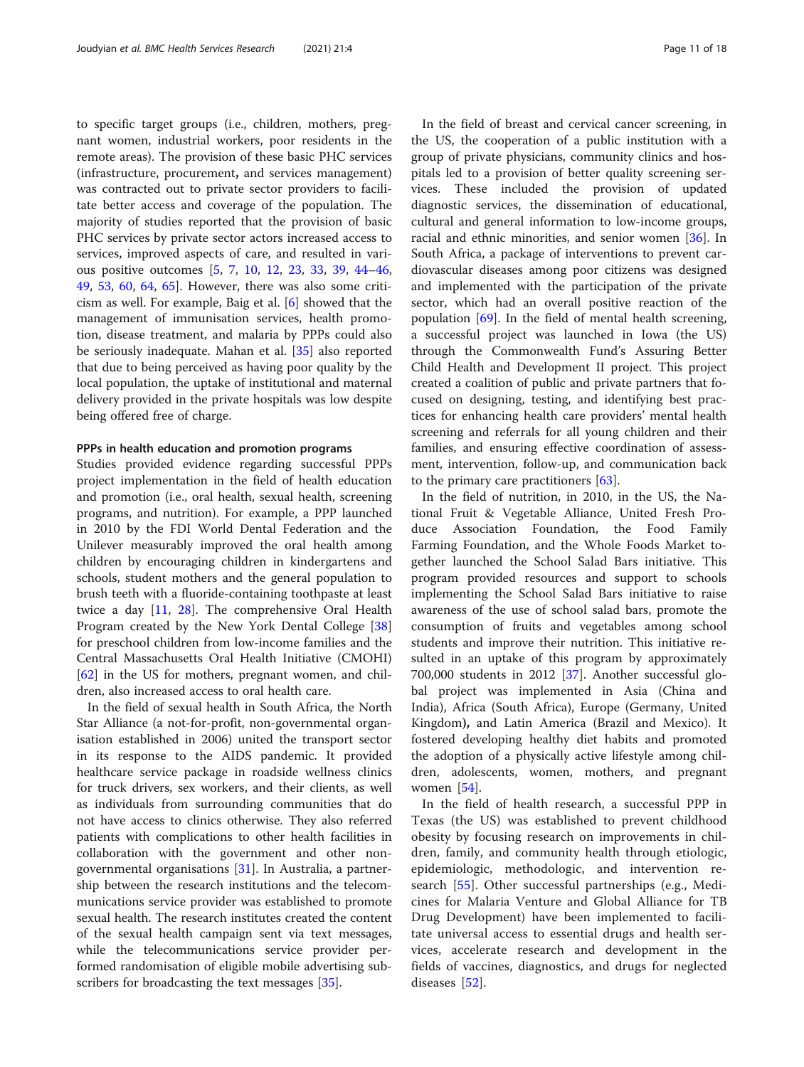to specific target groups (i.e., children, mothers, pregnant women, industrial workers, poor residents in the remote areas). The provision of these basic PHC services (infrastructure, procurement, and services management) was contracted out to private sector providers to facilitate better access and coverage of the population. The majority of studies reported that the provision of basic PHC services by private sector actors increased access to services, improved aspects of care, and resulted in various positive outcomes [5, 7, 10, 12, 23, 33, 39, 44–46, 49, 53, 60, 64, 65]. However, there was also some criticism as well. For example, Baig et al. [6] showed that the management of immunisation services, health promotion, disease treatment, and malaria by PPPs could also be seriously inadequate. Mahan et al. [35] also reported that due to being perceived as having poor quality by the local population, the uptake of institutional and maternal delivery provided in the private hospitals was low despite being offered free of charge.

#### PPPs in health education and promotion programs

Studies provided evidence regarding successful PPPs project implementation in the field of health education and promotion (i.e., oral health, sexual health, screening programs, and nutrition). For example, a PPP launched in 2010 by the FDI World Dental Federation and the Unilever measurably improved the oral health among children by encouraging children in kindergartens and schools, student mothers and the general population to brush teeth with a fluoride-containing toothpaste at least twice a day [11, 28]. The comprehensive Oral Health Program created by the New York Dental College [38] for preschool children from low-income families and the Central Massachusetts Oral Health Initiative (CMOHI) [62] in the US for mothers, pregnant women, and children, also increased access to oral health care.

In the field of sexual health in South Africa, the North Star Alliance (a not-for-profit, non-governmental organisation established in 2006) united the transport sector in its response to the AIDS pandemic. It provided healthcare service package in roadside wellness clinics for truck drivers, sex workers, and their clients, as well as individuals from surrounding communities that do not have access to clinics otherwise. They also referred patients with complications to other health facilities in collaboration with the government and other non-governmental organisations [31]. In Australia, a partnership between the research institutions and the telecommunications service provider was established to promote sexual health. The research institutes created the content of the sexual health campaign sent via text messages, while the telecommunications service provider performed randomisation of eligible mobile advertising subscribers for broadcasting the text messages [35].

In the field of breast and cervical cancer screening, in the US, the cooperation of a public institution with a group of private physicians, community clinics and hospitals led to a provision of better quality screening services. These included the provision of updated diagnostic services, the dissemination of educational, cultural and general information to low-income groups, racial and ethnic minorities, and senior women [36]. In South Africa, a package of interventions to prevent cardiovascular diseases among poor citizens was designed and implemented with the participation of the private sector, which had an overall positive reaction of the population [69]. In the field of mental health screening, a successful project was launched in Iowa (the US) through the Commonwealth Fund's Assuring Better Child Health and Development II project. This project created a coalition of public and private partners that focused on designing, testing, and identifying best practices for enhancing health care providers' mental health screening and referrals for all young children and their families, and ensuring effective coordination of assessment, intervention, follow-up, and communication back to the primary care practitioners [63].

In the field of nutrition, in 2010, in the US, the National Fruit & Vegetable Alliance, United Fresh Produce Association Foundation, the Food Family Farming Foundation, and the Whole Foods Market together launched the School Salad Bars initiative. This program provided resources and support to schools implementing the School Salad Bars initiative to raise awareness of the use of school salad bars, promote the consumption of fruits and vegetables among school students and improve their nutrition. This initiative resulted in an uptake of this program by approximately 700,000 students in 2012 [37]. Another successful global project was implemented in Asia (China and India), Africa (South Africa), Europe (Germany, United Kingdom), and Latin America (Brazil and Mexico). It fostered developing healthy diet habits and promoted the adoption of a physically active lifestyle among children, adolescents, women, mothers, and pregnant women [54].

In the field of health research, a successful PPP in Texas (the US) was established to prevent childhood obesity by focusing research on improvements in children, family, and community health through etiologic, epidemiologic, methodologic, and intervention research [55]. Other successful partnerships (e.g., Medicines for Malaria Venture and Global Alliance for TB Drug Development) have been implemented to facilitate universal access to essential drugs and health services, accelerate research and development in the fields of vaccines, diagnostics, and drugs for neglected diseases [52].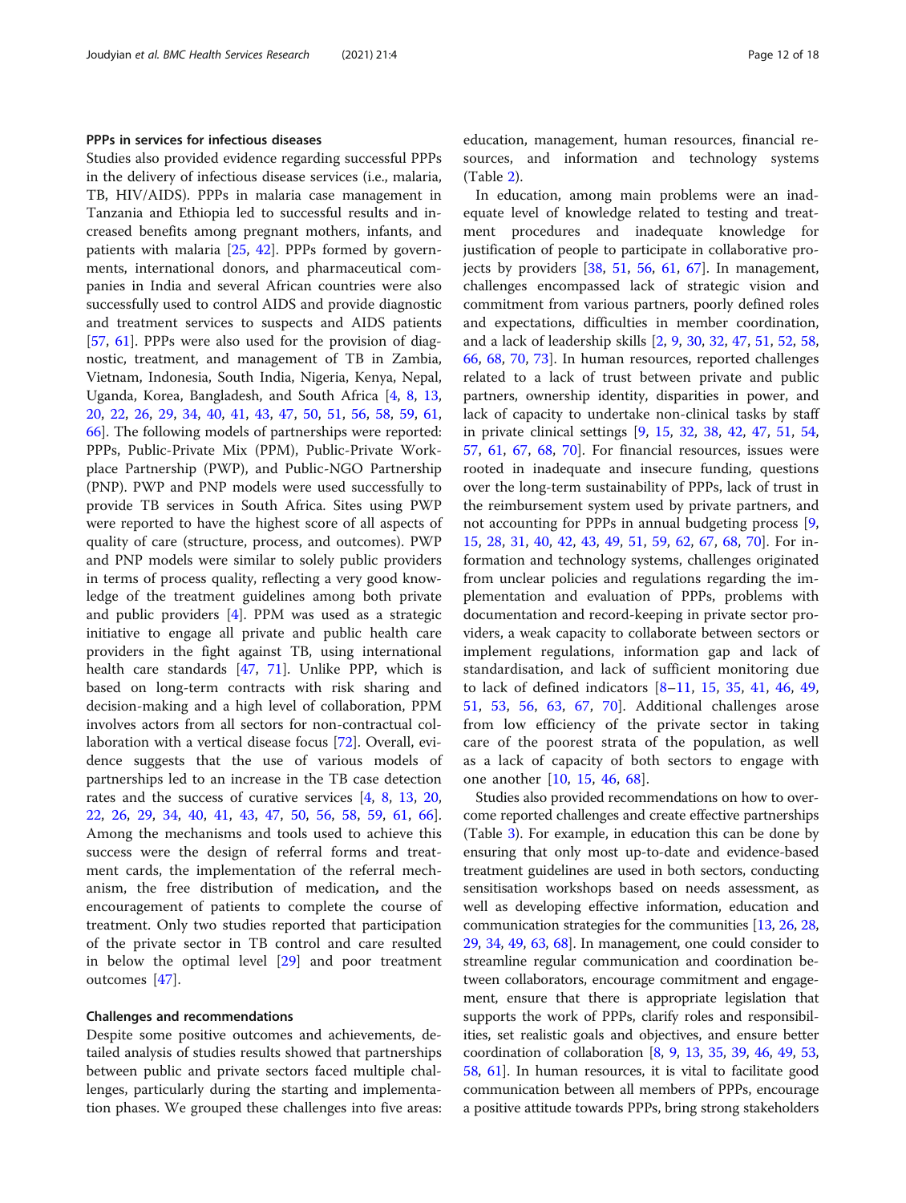#### PPPs in services for infectious diseases

Studies also provided evidence regarding successful PPPs in the delivery of infectious disease services (i.e., malaria, TB, HIV/AIDS). PPPs in malaria case management in Tanzania and Ethiopia led to successful results and increased benefits among pregnant mothers, infants, and patients with malaria [25, 42]. PPPs formed by governments, international donors, and pharmaceutical companies in India and several African countries were also successfully used to control AIDS and provide diagnostic and treatment services to suspects and AIDS patients [57, 61]. PPPs were also used for the provision of diagnostic, treatment, and management of TB in Zambia, Vietnam, Indonesia, South India, Nigeria, Kenya, Nepal, Uganda, Korea, Bangladesh, and South Africa [4, 8, 13, 20, 22, 26, 29, 34, 40, 41, 43, 47, 50, 51, 56, 58, 59, 61, 66]. The following models of partnerships were reported: PPPs, Public-Private Mix (PPM), Public-Private Workplace Partnership (PWP), and Public-NGO Partnership (PNP). PWP and PNP models were used successfully to provide TB services in South Africa. Sites using PWP were reported to have the highest score of all aspects of quality of care (structure, process, and outcomes). PWP and PNP models were similar to solely public providers in terms of process quality, reflecting a very good knowledge of the treatment guidelines among both private and public providers [4]. PPM was used as a strategic initiative to engage all private and public health care providers in the fight against TB, using international health care standards [47, 71]. Unlike PPP, which is based on long-term contracts with risk sharing and decision-making and a high level of collaboration, PPM involves actors from all sectors for non-contractual collaboration with a vertical disease focus [72]. Overall, evidence suggests that the use of various models of partnerships led to an increase in the TB case detection rates and the success of curative services [4, 8, 13, 20, 22, 26, 29, 34, 40, 41, 43, 47, 50, 56, 58, 59, 61, 66]. Among the mechanisms and tools used to achieve this success were the design of referral forms and treatment cards, the implementation of the referral mechanism, the free distribution of medication, and the encouragement of patients to complete the course of treatment. Only two studies reported that participation of the private sector in TB control and care resulted in below the optimal level [29] and poor treatment outcomes [47].

### Challenges and recommendations

Despite some positive outcomes and achievements, detailed analysis of studies results showed that partnerships between public and private sectors faced multiple challenges, particularly during the starting and implementation phases. We grouped these challenges into five areas: education, management, human resources, financial resources, and information and technology systems (Table 2).

In education, among main problems were an inadequate level of knowledge related to testing and treatment procedures and inadequate knowledge for justification of people to participate in collaborative projects by providers [38, 51, 56, 61, 67]. In management, challenges encompassed lack of strategic vision and commitment from various partners, poorly defined roles and expectations, difficulties in member coordination, and a lack of leadership skills [2, 9, 30, 32, 47, 51, 52, 58, 66, 68, 70, 73]. In human resources, reported challenges related to a lack of trust between private and public partners, ownership identity, disparities in power, and lack of capacity to undertake non-clinical tasks by staff in private clinical settings [9, 15, 32, 38, 42, 47, 51, 54, 57, 61, 67, 68, 70]. For financial resources, issues were rooted in inadequate and insecure funding, questions over the long-term sustainability of PPPs, lack of trust in the reimbursement system used by private partners, and not accounting for PPPs in annual budgeting process [9, 15, 28, 31, 40, 42, 43, 49, 51, 59, 62, 67, 68, 70]. For information and technology systems, challenges originated from unclear policies and regulations regarding the implementation and evaluation of PPPs, problems with documentation and record-keeping in private sector providers, a weak capacity to collaborate between sectors or implement regulations, information gap and lack of standardisation, and lack of sufficient monitoring due to lack of defined indicators [8–11, 15, 35, 41, 46, 49, 51, 53, 56, 63, 67, 70]. Additional challenges arose from low efficiency of the private sector in taking care of the poorest strata of the population, as well as a lack of capacity of both sectors to engage with one another [10, 15, 46, 68].

Studies also provided recommendations on how to overcome reported challenges and create effective partnerships (Table 3). For example, in education this can be done by ensuring that only most up-to-date and evidence-based treatment guidelines are used in both sectors, conducting sensitisation workshops based on needs assessment, as well as developing effective information, education and communication strategies for the communities [13, 26, 28, 29, 34, 49, 63, 68]. In management, one could consider to streamline regular communication and coordination between collaborators, encourage commitment and engagement, ensure that there is appropriate legislation that supports the work of PPPs, clarify roles and responsibilities, set realistic goals and objectives, and ensure better coordination of collaboration [8, 9, 13, 35, 39, 46, 49, 53, 58, 61]. In human resources, it is vital to facilitate good communication between all members of PPPs, encourage a positive attitude towards PPPs, bring strong stakeholders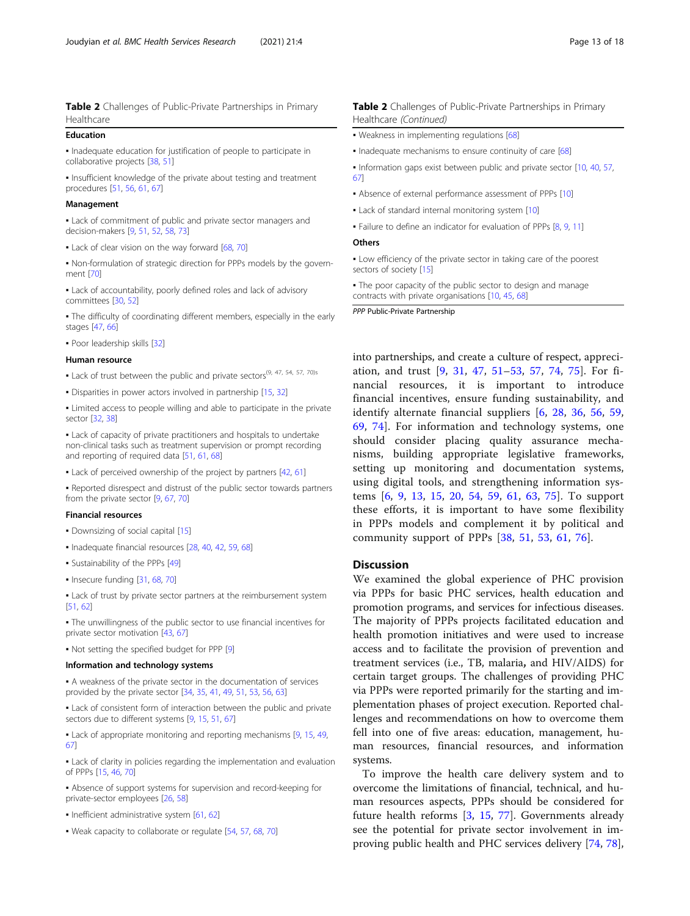**Table 2** Challenges of Public-Private Partnerships in Primary Healthcare

**Education**

- Inadequate education for justification of people to participate in collaborative projects [38, 51]
- Insufficient knowledge of the private about testing and treatment procedures [51, 56, 61, 67]

**Management**

- Lack of commitment of public and private sector managers and decision-makers [9, 51, 52, 58, 73]
- Lack of clear vision on the way forward [68, 70]
- Non-formulation of strategic direction for PPPs models by the government [70]
- Lack of accountability, poorly defined roles and lack of advisory committees [30, 52]
- The difficulty of coordinating different members, especially in the early stages [47, 66]
- Poor leadership skills [32]

**Human resource**

- Lack of trust between the public and private sectors[9, 47, 54, 57, 70]
- Disparities in power actors involved in partnership [15, 32]
- Limited access to people willing and able to participate in the private sector [32, 38]
- Lack of capacity of private practitioners and hospitals to undertake non-clinical tasks such as treatment supervision or prompt recording and reporting of required data [51, 61, 68]
- Lack of perceived ownership of the project by partners [42, 61]
- Reported disrespect and distrust of the public sector towards partners from the private sector [9, 67, 70]

**Financial resources**

- Downsizing of social capital [15]
- Inadequate financial resources [28, 40, 42, 59, 68]
- Sustainability of the PPPs [49]
- Insecure funding [31, 68, 70]
- Lack of trust by private sector partners at the reimbursement system [51, 62]
- The unwillingness of the public sector to use financial incentives for private sector motivation [43, 67]
- Not setting the specified budget for PPP [9]

**Information and technology systems**

- A weakness of the private sector in the documentation of services provided by the private sector [34, 35, 41, 49, 51, 53, 56, 63]
- Lack of consistent form of interaction between the public and private sectors due to different systems [9, 15, 51, 67]
- Lack of appropriate monitoring and reporting mechanisms [9, 15, 49, 67]
- Lack of clarity in policies regarding the implementation and evaluation of PPPs [15, 46, 70]
- Absence of support systems for supervision and record-keeping for private-sector employees [26, 58]
- Inefficient administrative system [61, 62]
- Weak capacity to collaborate or regulate [54, 57, 68, 70]
- Weakness in implementing regulations [68]
- Inadequate mechanisms to ensure continuity of care [68]
- Information gaps exist between public and private sector [10, 40, 57, 67]
- Absence of external performance assessment of PPPs [10]
- Lack of standard internal monitoring system [10]
- Failure to define an indicator for evaluation of PPPs [8, 9, 11]

**Others**

- Low efficiency of the private sector in taking care of the poorest sectors of society [15]
- The poor capacity of the public sector to design and manage contracts with private organisations [10, 45, 68]

*PPP* Public-Private Partnership

into partnerships, and create a culture of respect, appreciation, and trust [9, 31, 47, 51–53, 57, 74, 75]. For financial resources, it is important to introduce financial incentives, ensure funding sustainability, and identify alternate financial suppliers [6, 28, 36, 56, 59, 69, 74]. For information and technology systems, one should consider placing quality assurance mechanisms, building appropriate legislative frameworks, setting up monitoring and documentation systems, using digital tools, and strengthening information systems [6, 9, 13, 15, 20, 54, 59, 61, 63, 75]. To support these efforts, it is important to have some flexibility in PPPs models and complement it by political and community support of PPPs [38, 51, 53, 61, 76].

## Discussion

We examined the global experience of PHC provision via PPPs for basic PHC services, health education and promotion programs, and services for infectious diseases. The majority of PPPs projects facilitated education and health promotion initiatives and were used to increase access and to facilitate the provision of prevention and treatment services (i.e., TB, malaria, and HIV/AIDS) for certain target groups. The challenges of providing PHC via PPPs were reported primarily for the starting and implementation phases of project execution. Reported challenges and recommendations on how to overcome them fell into one of five areas: education, management, human resources, financial resources, and information systems.

To improve the health care delivery system and to overcome the limitations of financial, technical, and human resources aspects, PPPs should be considered for future health reforms [3, 15, 77]. Governments already see the potential for private sector involvement in improving public health and PHC services delivery [74, 78],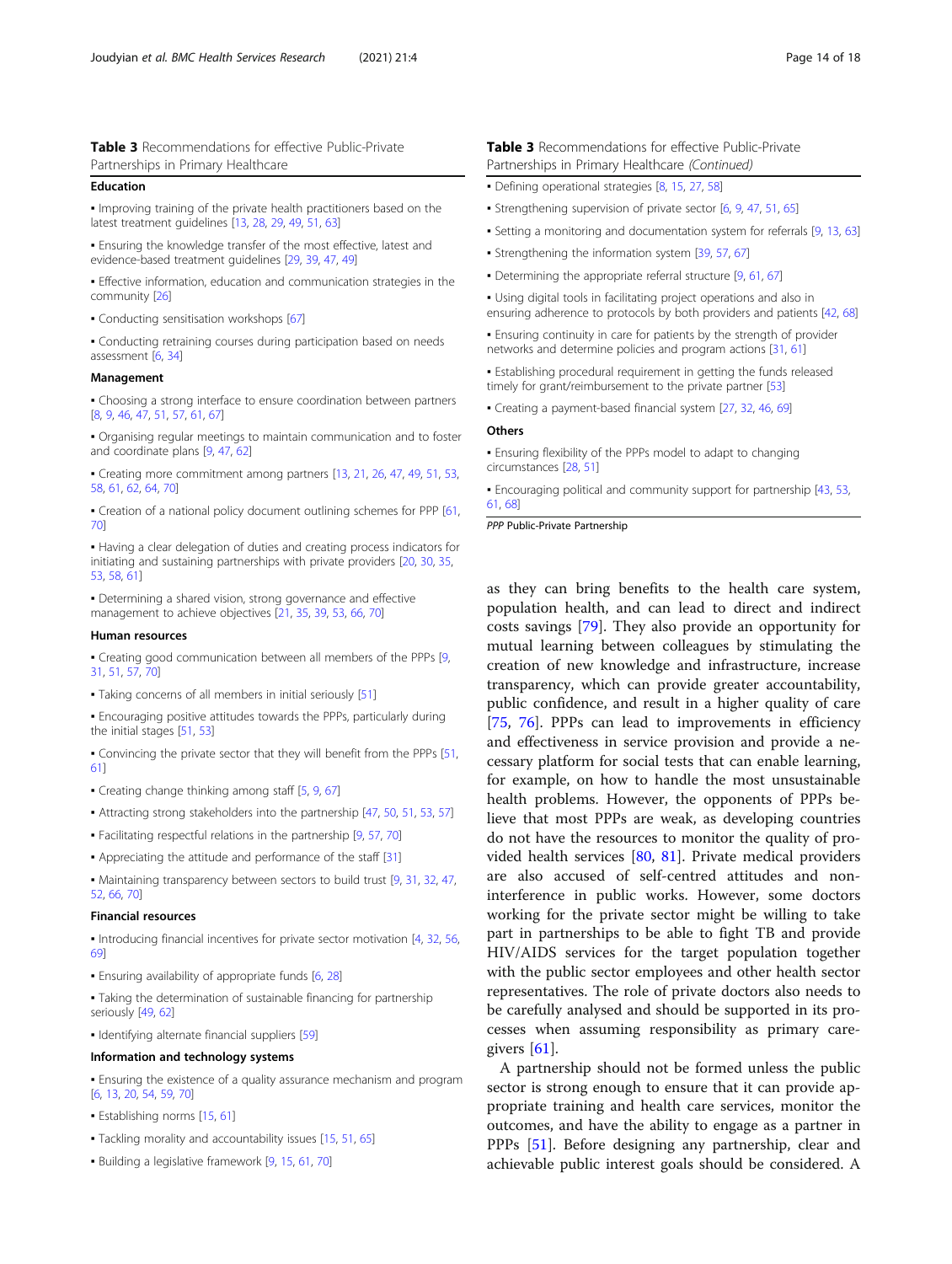**Table 3** Recommendations for effective Public-Private Partnerships in Primary Healthcare

| |
|---|
| **Education** |
| ▪ Improving training of the private health practitioners based on the latest treatment guidelines [13, 28, 29, 49, 51, 63] |
| ▪ Ensuring the knowledge transfer of the most effective, latest and evidence-based treatment guidelines [29, 39, 47, 49] |
| ▪ Effective information, education and communication strategies in the community [26] |
| ▪ Conducting sensitisation workshops [67] |
| ▪ Conducting retraining courses during participation based on needs assessment [6, 34] |
| **Management** |
| ▪ Choosing a strong interface to ensure coordination between partners [8, 9, 46, 47, 51, 57, 61, 67] |
| ▪ Organising regular meetings to maintain communication and to foster and coordinate plans [9, 47, 62] |
| ▪ Creating more commitment among partners [13, 21, 26, 47, 49, 51, 53, 58, 61, 62, 64, 70] |
| ▪ Creation of a national policy document outlining schemes for PPP [61, 70] |
| ▪ Having a clear delegation of duties and creating process indicators for initiating and sustaining partnerships with private providers [20, 30, 35, 53, 58, 61] |
| ▪ Determining a shared vision, strong governance and effective management to achieve objectives [21, 35, 39, 53, 66, 70] |
| **Human resources** |
| ▪ Creating good communication between all members of the PPPs [9, 31, 51, 57, 70] |
| ▪ Taking concerns of all members in initial seriously [51] |
| ▪ Encouraging positive attitudes towards the PPPs, particularly during the initial stages [51, 53] |
| ▪ Convincing the private sector that they will benefit from the PPPs [51, 61] |
| ▪ Creating change thinking among staff [5, 9, 67] |
| ▪ Attracting strong stakeholders into the partnership [47, 50, 51, 53, 57] |
| ▪ Facilitating respectful relations in the partnership [9, 57, 70] |
| ▪ Appreciating the attitude and performance of the staff [31] |
| ▪ Maintaining transparency between sectors to build trust [9, 31, 32, 47, 52, 66, 70] |
| **Financial resources** |
| ▪ Introducing financial incentives for private sector motivation [4, 32, 56, 69] |
| ▪ Ensuring availability of appropriate funds [6, 28] |
| ▪ Taking the determination of sustainable financing for partnership seriously [49, 62] |
| ▪ Identifying alternate financial suppliers [59] |
| **Information and technology systems** |
| ▪ Ensuring the existence of a quality assurance mechanism and program [6, 13, 20, 54, 59, 70] |
| ▪ Establishing norms [15, 61] |
| ▪ Tackling morality and accountability issues [15, 51, 65] |
| ▪ Building a legislative framework [9, 15, 61, 70] |
| ▪ Defining operational strategies [8, 15, 27, 58] |
| ▪ Strengthening supervision of private sector [6, 9, 47, 51, 65] |
| ▪ Setting a monitoring and documentation system for referrals [9, 13, 63] |
| ▪ Strengthening the information system [39, 57, 67] |
| ▪ Determining the appropriate referral structure [9, 61, 67] |
| ▪ Using digital tools in facilitating project operations and also in ensuring adherence to protocols by both providers and patients [42, 68] |
| ▪ Ensuring continuity in care for patients by the strength of provider networks and determine policies and program actions [31, 61] |
| ▪ Establishing procedural requirement in getting the funds released timely for grant/reimbursement to the private partner [53] |
| ▪ Creating a payment-based financial system [27, 32, 46, 69] |
| **Others** |
| ▪ Ensuring flexibility of the PPPs model to adapt to changing circumstances [28, 51] |
| ▪ Encouraging political and community support for partnership [43, 53, 61, 68] |

*PPP* Public-Private Partnership

as they can bring benefits to the health care system, population health, and can lead to direct and indirect costs savings [79]. They also provide an opportunity for mutual learning between colleagues by stimulating the creation of new knowledge and infrastructure, increase transparency, which can provide greater accountability, public confidence, and result in a higher quality of care [75, 76]. PPPs can lead to improvements in efficiency and effectiveness in service provision and provide a necessary platform for social tests that can enable learning, for example, on how to handle the most unsustainable health problems. However, the opponents of PPPs believe that most PPPs are weak, as developing countries do not have the resources to monitor the quality of provided health services [80, 81]. Private medical providers are also accused of self-centred attitudes and non-interference in public works. However, some doctors working for the private sector might be willing to take part in partnerships to be able to fight TB and provide HIV/AIDS services for the target population together with the public sector employees and other health sector representatives. The role of private doctors also needs to be carefully analysed and should be supported in its processes when assuming responsibility as primary caregivers [61].

A partnership should not be formed unless the public sector is strong enough to ensure that it can provide appropriate training and health care services, monitor the outcomes, and have the ability to engage as a partner in PPPs [51]. Before designing any partnership, clear and achievable public interest goals should be considered. A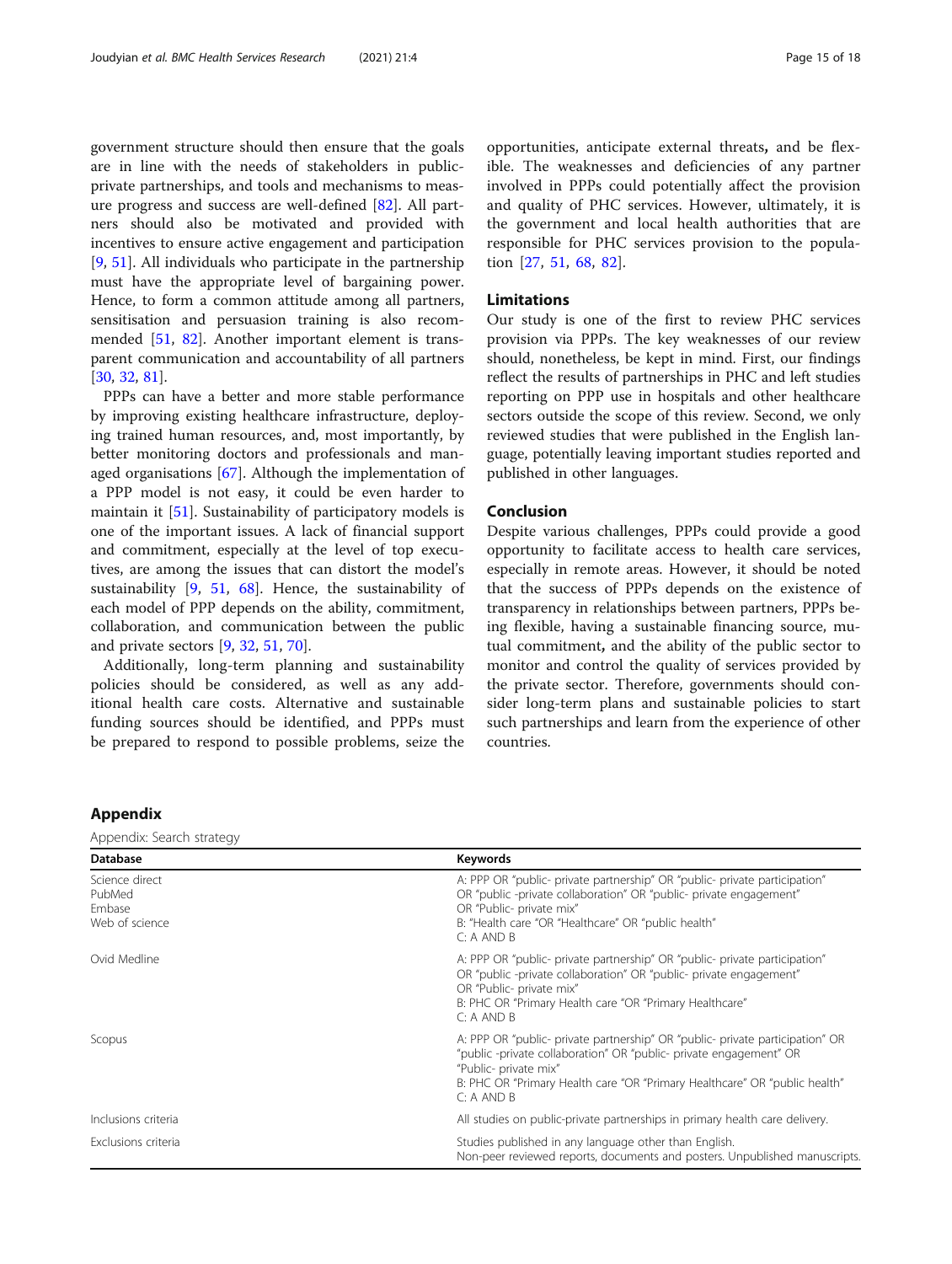government structure should then ensure that the goals are in line with the needs of stakeholders in public-private partnerships, and tools and mechanisms to measure progress and success are well-defined [82]. All partners should also be motivated and provided with incentives to ensure active engagement and participation [9, 51]. All individuals who participate in the partnership must have the appropriate level of bargaining power. Hence, to form a common attitude among all partners, sensitisation and persuasion training is also recommended [51, 82]. Another important element is transparent communication and accountability of all partners [30, 32, 81].

PPPs can have a better and more stable performance by improving existing healthcare infrastructure, deploying trained human resources, and, most importantly, by better monitoring doctors and professionals and managed organisations [67]. Although the implementation of a PPP model is not easy, it could be even harder to maintain it [51]. Sustainability of participatory models is one of the important issues. A lack of financial support and commitment, especially at the level of top executives, are among the issues that can distort the model's sustainability [9, 51, 68]. Hence, the sustainability of each model of PPP depends on the ability, commitment, collaboration, and communication between the public and private sectors [9, 32, 51, 70].

Additionally, long-term planning and sustainability policies should be considered, as well as any additional health care costs. Alternative and sustainable funding sources should be identified, and PPPs must be prepared to respond to possible problems, seize the opportunities, anticipate external threats, and be flexible. The weaknesses and deficiencies of any partner involved in PPPs could potentially affect the provision and quality of PHC services. However, ultimately, it is the government and local health authorities that are responsible for PHC services provision to the population [27, 51, 68, 82].

## Limitations

Our study is one of the first to review PHC services provision via PPPs. The key weaknesses of our review should, nonetheless, be kept in mind. First, our findings reflect the results of partnerships in PHC and left studies reporting on PPP use in hospitals and other healthcare sectors outside the scope of this review. Second, we only reviewed studies that were published in the English language, potentially leaving important studies reported and published in other languages.

## Conclusion

Despite various challenges, PPPs could provide a good opportunity to facilitate access to health care services, especially in remote areas. However, it should be noted that the success of PPPs depends on the existence of transparency in relationships between partners, PPPs being flexible, having a sustainable financing source, mutual commitment, and the ability of the public sector to monitor and control the quality of services provided by the private sector. Therefore, governments should consider long-term plans and sustainable policies to start such partnerships and learn from the experience of other countries.

## Appendix

Appendix: Search strategy

| Database | Keywords |
|---|---|
| Science direct<br>PubMed<br>Embase<br>Web of science | A: PPP OR "public- private partnership" OR "public- private participation" OR "public -private collaboration" OR "public- private engagement" OR "Public- private mix"<br>B: "Health care "OR "Healthcare" OR "public health"<br>C: A AND B |
| Ovid Medline | A: PPP OR "public- private partnership" OR "public- private participation" OR "public -private collaboration" OR "public- private engagement" OR "Public- private mix"<br>B: PHC OR "Primary Health care "OR "Primary Healthcare"<br>C: A AND B |
| Scopus | A: PPP OR "public- private partnership" OR "public- private participation" OR "public -private collaboration" OR "public- private engagement" OR "Public- private mix"<br>B: PHC OR "Primary Health care "OR "Primary Healthcare" OR "public health"<br>C: A AND B |
| Inclusions criteria | All studies on public-private partnerships in primary health care delivery. |
| Exclusions criteria | Studies published in any language other than English.<br>Non-peer reviewed reports, documents and posters. Unpublished manuscripts. |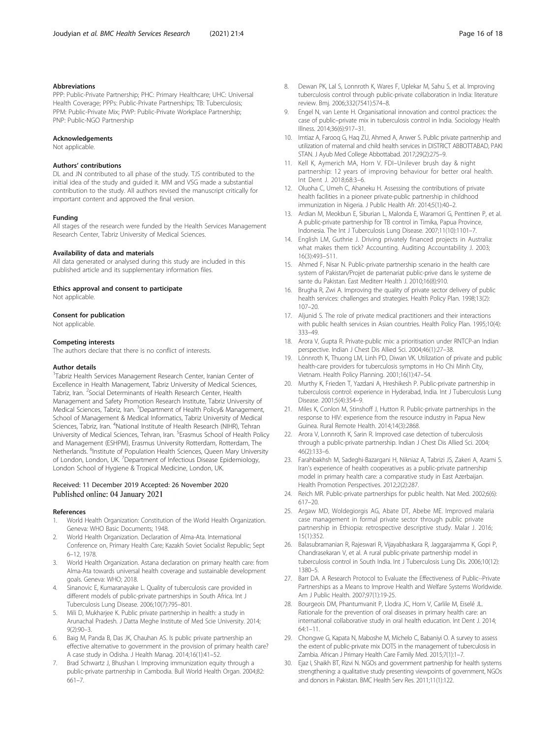### Abbreviations

PPP: Public-Private Partnership; PHC: Primary Healthcare; UHC: Universal Health Coverage; PPPs: Public-Private Partnerships; TB: Tuberculosis; PPM: Public-Private Mix; PWP: Public-Private Workplace Partnership; PNP: Public-NGO Partnership

### Acknowledgements

Not applicable.

### Authors' contributions

DL and JN contributed to all phase of the study. TJS contributed to the initial idea of the study and guided it. MM and VSG made a substantial contribution to the study. All authors revised the manuscript critically for important content and approved the final version.

### Funding

All stages of the research were funded by the Health Services Management Research Center, Tabriz University of Medical Sciences.

### Availability of data and materials

All data generated or analysed during this study are included in this published article and its supplementary information files.

### Ethics approval and consent to participate

Not applicable.

### Consent for publication

Not applicable.

### Competing interests

The authors declare that there is no conflict of interests.

### Author details

[1]Tabriz Health Services Management Research Center, Iranian Center of Excellence in Health Management, Tabriz University of Medical Sciences, Tabriz, Iran. [2]Social Determinants of Health Research Center, Health Management and Safety Promotion Research Institute, Tabriz University of Medical Sciences, Tabriz, Iran. [3]Department of Health Policy& Management, School of Management & Medical Informatics, Tabriz University of Medical Sciences, Tabriz, Iran. [4]National Institute of Health Research (NIHR), Tehran University of Medical Sciences, Tehran, Iran. [5]Erasmus School of Health Policy and Management (ESHPM), Erasmus University Rotterdam, Rotterdam, The Netherlands. [6]Institute of Population Health Sciences, Queen Mary University of London, London, UK. [7]Department of Infectious Disease Epidemiology, London School of Hygiene & Tropical Medicine, London, UK.

Received: 11 December 2019 Accepted: 26 November 2020
Published online: 04 January 2021

### References

1. World Health Organization: Constitution of the World Health Organization. Geneva: WHO Basic Documents; 1948.
2. World Health Organization. Declaration of Alma-Ata. International Conference on, Primary Health Care; Kazakh Soviet Socialist Republic; Sept 6–12, 1978.
3. World Health Organization. Astana declaration on primary health care: from Alma-Ata towards universal health coverage and sustainable development goals. Geneva: WHO; 2018.
4. Sinanovic E, Kumaranayake L. Quality of tuberculosis care provided in different models of public-private partnerships in South Africa. Int J Tuberculosis Lung Disease. 2006;10(7):795–801.
5. Mili D, Mukharjee K. Public private partnership in health: a study in Arunachal Pradesh. J Datta Meghe Institute of Med Scie University. 2014; 9(2):90–3.
6. Baig M, Panda B, Das JK, Chauhan AS. Is public private partnership an effective alternative to government in the provision of primary health care? A case study in Odisha. J Health Manag. 2014;16(1):41–52.
7. Brad Schwartz J, Bhushan I. Improving immunization equity through a public-private partnership in Cambodia. Bull World Health Organ. 2004;82: 661–7.
8. Dewan PK, Lal S, Lonnroth K, Wares F, Uplekar M, Sahu S, et al. Improving tuberculosis control through public-private collaboration in India: literature review. Bmj. 2006;332(7541):574–8.
9. Engel N, van Lente H. Organisational innovation and control practices: the case of public–private mix in tuberculosis control in India. Sociology Health Illness. 2014;36(6):917–31.
10. Imtiaz A, Farooq G, Haq ZU, Ahmed A, Anwer S. Public private partnership and utilization of maternal and child health services in DISTRICT ABBOTTABAD, PAKISTAN. J Ayub Med College Abbottabad. 2017;29(2):275–9.
11. Kell K, Aymerich MA, Horn V. FDI–Unilever brush day & night partnership: 12 years of improving behaviour for better oral health. Int Dent J. 2018;68:3–6.
12. Oluoha C, Umeh C, Ahaneku H. Assessing the contributions of private health facilities in a pioneer private-public partnership in childhood immunization in Nigeria. J Public Health Afr. 2014;5(1):40–2.
13. Ardian M, Meokbun E, Siburian L, Malonda E, Waramori G, Penttinen P, et al. A public-private partnership for TB control in Timika, Papua Province, Indonesia. The Int J Tuberculosis Lung Disease. 2007;11(10):1101–7.
14. English LM, Guthrie J. Driving privately financed projects in Australia: what makes them tick? Accounting. Auditing Accountability J. 2003; 16(3):493–511.
15. Ahmed F, Nisar N. Public-private partnership scenario in the health care system of Pakistan/Projet de partenariat public-prive dans le systeme de sante du Pakistan. East Mediterr Health J. 2010;16(8):910.
16. Brugha R, Zwi A. Improving the quality of private sector delivery of public health services: challenges and strategies. Health Policy Plan. 1998;13(2): 107–20.
17. Aljunid S. The role of private medical practitioners and their interactions with public health services in Asian countries. Health Policy Plan. 1995;10(4): 333–49.
18. Arora V, Gupta R. Private-public mix: a prioritisation under RNTCP-an Indian perspective. Indian J Chest Dis Allied Sci. 2004;46(1):27–38.
19. Lönnroth K, Thuong LM, Linh PD, Diwan VK. Utilization of private and public health-care providers for tuberculosis symptoms in Ho Chi Minh City, Vietnam. Health Policy Planning. 2001;16(1):47–54.
20. Murthy K, Frieden T, Yazdani A, Hreshikesh P. Public-private partnership in tuberculosis control: experience in Hyderabad, India. Int J Tuberculosis Lung Disease. 2001;5(4):354–9.
21. Miles K, Conlon M, Stinshoff J, Hutton R. Public-private partnerships in the response to HIV: experience from the resource industry in Papua New Guinea. Rural Remote Health. 2014;14(3):2868.
22. Arora V, Lonnroth K, Sarin R. Improved case detection of tuberculosis through a public-private partnership. Indian J Chest Dis Allied Sci. 2004; 46(2):133–6.
23. Farahbakhsh M, Sadeghi-Bazargani H, Nikniaz A, Tabrizi JS, Zakeri A, Azami S. Iran's experience of health cooperatives as a public-private partnership model in primary health care: a comparative study in East Azerbaijan. Health Promotion Perspectives. 2012;2(2):287.
24. Reich MR. Public-private partnerships for public health. Nat Med. 2002;6(6): 617–20.
25. Argaw MD, Woldegiorgis AG, Abate DT, Abebe ME. Improved malaria case management in formal private sector through public private partnership in Ethiopia: retrospective descriptive study. Malar J. 2016; 15(1):352.
26. Balasubramanian R, Rajeswari R, Vijayabhaskara R, Jaggarajamma K, Gopi P, Chandrasekaran V, et al. A rural public-private partnership model in tuberculosis control in South India. Int J Tuberculosis Lung Dis. 2006;10(12): 1380–5.
27. Barr DA. A Research Protocol to Evaluate the Effectiveness of Public--Private Partnerships as a Means to Improve Health and Welfare Systems Worldwide. Am J Public Health. 2007;97(1):19-25.
28. Bourgeois DM, Phantumvanit P, Llodra JC, Horn V, Carlile M, Eiselé JL. Rationale for the prevention of oral diseases in primary health care: an international collaborative study in oral health education. Int Dent J. 2014; 64:1–11.
29. Chongwe G, Kapata N, Maboshe M, Michelo C, Babaniyi O. A survey to assess the extent of public-private mix DOTS in the management of tuberculosis in Zambia. African J Primary Health Care Family Med. 2015;7(1):1–7.
30. Ejaz I, Shaikh BT, Rizvi N. NGOs and government partnership for health systems strengthening: a qualitative study presenting viewpoints of government, NGOs and donors in Pakistan. BMC Health Serv Res. 2011;11(1):122.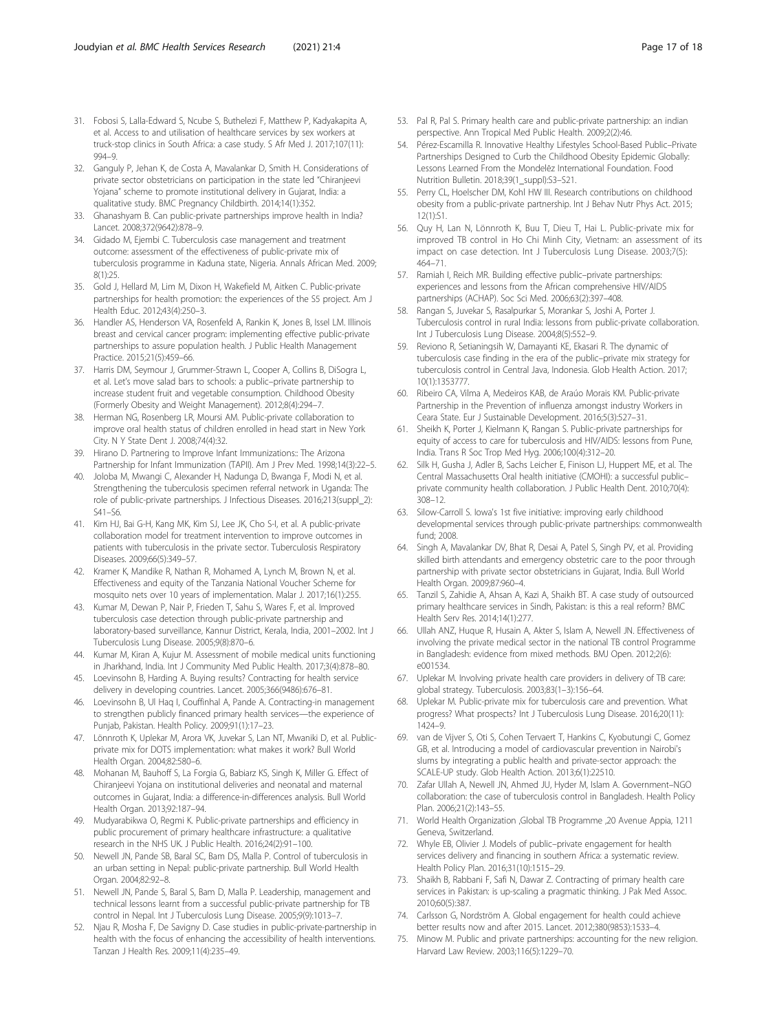31. Fobosi S, Lalla-Edward S, Ncube S, Buthelezi F, Matthew P, Kadyakapita A, et al. Access to and utilisation of healthcare services by sex workers at truck-stop clinics in South Africa: a case study. S Afr Med J. 2017;107(11): 994–9.
32. Ganguly P, Jehan K, de Costa A, Mavalankar D, Smith H. Considerations of private sector obstetricians on participation in the state led "Chiranjeevi Yojana" scheme to promote institutional delivery in Gujarat, India: a qualitative study. BMC Pregnancy Childbirth. 2014;14(1):352.
33. Ghanashyam B. Can public-private partnerships improve health in India? Lancet. 2008;372(9642):878–9.
34. Gidado M, Ejembi C. Tuberculosis case management and treatment outcome: assessment of the effectiveness of public-private mix of tuberculosis programme in Kaduna state, Nigeria. Annals African Med. 2009; 8(1):25.
35. Gold J, Hellard M, Lim M, Dixon H, Wakefield M, Aitken C. Public-private partnerships for health promotion: the experiences of the S5 project. Am J Health Educ. 2012;43(4):250–3.
36. Handler AS, Henderson VA, Rosenfeld A, Rankin K, Jones B, Issel LM. Illinois breast and cervical cancer program: implementing effective public-private partnerships to assure population health. J Public Health Management Practice. 2015;21(5):459–66.
37. Harris DM, Seymour J, Grummer-Strawn L, Cooper A, Collins B, DiSogra L, et al. Let's move salad bars to schools: a public–private partnership to increase student fruit and vegetable consumption. Childhood Obesity (Formerly Obesity and Weight Management). 2012;8(4):294–7.
38. Herman NG, Rosenberg LR, Moursi AM. Public-private collaboration to improve oral health status of children enrolled in head start in New York City. N Y State Dent J. 2008;74(4):32.
39. Hirano D. Partnering to Improve Infant Immunizations:: The Arizona Partnership for Infant Immunization (TAPII). Am J Prev Med. 1998;14(3):22–5.
40. Joloba M, Mwangi C, Alexander H, Nadunga D, Bwanga F, Modi N, et al. Strengthening the tuberculosis specimen referral network in Uganda: The role of public-private partnerships. J Infectious Diseases. 2016;213(suppl_2): S41–S6.
41. Kim HJ, Bai G-H, Kang MK, Kim SJ, Lee JK, Cho S-I, et al. A public-private collaboration model for treatment intervention to improve outcomes in patients with tuberculosis in the private sector. Tuberculosis Respiratory Diseases. 2009;66(5):349–57.
42. Kramer K, Mandike R, Nathan R, Mohamed A, Lynch M, Brown N, et al. Effectiveness and equity of the Tanzania National Voucher Scheme for mosquito nets over 10 years of implementation. Malar J. 2017;16(1):255.
43. Kumar M, Dewan P, Nair P, Frieden T, Sahu S, Wares F, et al. Improved tuberculosis case detection through public-private partnership and laboratory-based surveillance, Kannur District, Kerala, India, 2001–2002. Int J Tuberculosis Lung Disease. 2005;9(8):870–6.
44. Kumar M, Kiran A, Kujur M. Assessment of mobile medical units functioning in Jharkhand, India. Int J Community Med Public Health. 2017;3(4):878–80.
45. Loevinsohn B, Harding A. Buying results? Contracting for health service delivery in developing countries. Lancet. 2005;366(9486):676–81.
46. Loevinsohn B, Ul Haq I, Couffinhal A, Pande A. Contracting-in management to strengthen publicly financed primary health services—the experience of Punjab, Pakistan. Health Policy. 2009;91(1):17–23.
47. Lönnroth K, Uplekar M, Arora VK, Juvekar S, Lan NT, Mwaniki D, et al. Public-private mix for DOTS implementation: what makes it work? Bull World Health Organ. 2004;82:580–6.
48. Mohanan M, Bauhoff S, La Forgia G, Babiarz KS, Singh K, Miller G. Effect of Chiranjeevi Yojana on institutional deliveries and neonatal and maternal outcomes in Gujarat, India: a difference-in-differences analysis. Bull World Health Organ. 2013;92:187–94.
49. Mudyarabikwa O, Regmi K. Public-private partnerships and efficiency in public procurement of primary healthcare infrastructure: a qualitative research in the NHS UK. J Public Health. 2016;24(2):91–100.
50. Newell JN, Pande SB, Baral SC, Bam DS, Malla P. Control of tuberculosis in an urban setting in Nepal: public-private partnership. Bull World Health Organ. 2004;82:92–8.
51. Newell JN, Pande S, Baral S, Bam D, Malla P. Leadership, management and technical lessons learnt from a successful public-private partnership for TB control in Nepal. Int J Tuberculosis Lung Disease. 2005;9(9):1013–7.
52. Njau R, Mosha F, De Savigny D. Case studies in public-private-partnership in health with the focus of enhancing the accessibility of health interventions. Tanzan J Health Res. 2009;11(4):235–49.
53. Pal R, Pal S. Primary health care and public-private partnership: an indian perspective. Ann Tropical Med Public Health. 2009;2(2):46.
54. Pérez-Escamilla R. Innovative Healthy Lifestyles School-Based Public–Private Partnerships Designed to Curb the Childhood Obesity Epidemic Globally: Lessons Learned From the Mondelēz International Foundation. Food Nutrition Bulletin. 2018;39(1_suppl):S3–S21.
55. Perry CL, Hoelscher DM, Kohl HW III. Research contributions on childhood obesity from a public-private partnership. Int J Behav Nutr Phys Act. 2015; 12(1):S1.
56. Quy H, Lan N, Lönnroth K, Buu T, Dieu T, Hai L. Public-private mix for improved TB control in Ho Chi Minh City, Vietnam: an assessment of its impact on case detection. Int J Tuberculosis Lung Disease. 2003;7(5): 464–71.
57. Ramiah I, Reich MR. Building effective public–private partnerships: experiences and lessons from the African comprehensive HIV/AIDS partnerships (ACHAP). Soc Sci Med. 2006;63(2):397–408.
58. Rangan S, Juvekar S, Rasalpurkar S, Morankar S, Joshi A, Porter J. Tuberculosis control in rural India: lessons from public-private collaboration. Int J Tuberculosis Lung Disease. 2004;8(5):552–9.
59. Reviono R, Setianingsih W, Damayanti KE, Ekasari R. The dynamic of tuberculosis case finding in the era of the public–private mix strategy for tuberculosis control in Central Java, Indonesia. Glob Health Action. 2017; 10(1):1353777.
60. Ribeiro CA, Vilma A, Medeiros KAB, de Araúo Morais KM. Public-private Partnership in the Prevention of influenza amongst industry Workers in Ceara State. Eur J Sustainable Development. 2016;5(3):527–31.
61. Sheikh K, Porter J, Kielmann K, Rangan S. Public-private partnerships for equity of access to care for tuberculosis and HIV/AIDS: lessons from Pune, India. Trans R Soc Trop Med Hyg. 2006;100(4):312–20.
62. Silk H, Gusha J, Adler B, Sachs Leicher E, Finison LJ, Huppert ME, et al. The Central Massachusetts Oral health initiative (CMOHI): a successful public–private community health collaboration. J Public Health Dent. 2010;70(4): 308–12.
63. Silow-Carroll S. Iowa's 1st five initiative: improving early childhood developmental services through public-private partnerships: commonwealth fund; 2008.
64. Singh A, Mavalankar DV, Bhat R, Desai A, Patel S, Singh PV, et al. Providing skilled birth attendants and emergency obstetric care to the poor through partnership with private sector obstetricians in Gujarat, India. Bull World Health Organ. 2009;87:960–4.
65. Tanzil S, Zahidie A, Ahsan A, Kazi A, Shaikh BT. A case study of outsourced primary healthcare services in Sindh, Pakistan: is this a real reform? BMC Health Serv Res. 2014;14(1):277.
66. Ullah ANZ, Huque R, Husain A, Akter S, Islam A, Newell JN. Effectiveness of involving the private medical sector in the national TB control Programme in Bangladesh: evidence from mixed methods. BMJ Open. 2012;2(6): e001534.
67. Uplekar M. Involving private health care providers in delivery of TB care: global strategy. Tuberculosis. 2003;83(1–3):156–64.
68. Uplekar M. Public-private mix for tuberculosis care and prevention. What progress? What prospects? Int J Tuberculosis Lung Disease. 2016;20(11): 1424–9.
69. van de Vijver S, Oti S, Cohen Tervaert T, Hankins C, Kyobutungi C, Gomez GB, et al. Introducing a model of cardiovascular prevention in Nairobi's slums by integrating a public health and private-sector approach: the SCALE-UP study. Glob Health Action. 2013;6(1):22510.
70. Zafar Ullah A, Newell JN, Ahmed JU, Hyder M, Islam A. Government–NGO collaboration: the case of tuberculosis control in Bangladesh. Health Policy Plan. 2006;21(2):143–55.
71. World Health Organization ,Global TB Programme ,20 Avenue Appia, 1211 Geneva, Switzerland.
72. Whyle EB, Olivier J. Models of public–private engagement for health services delivery and financing in southern Africa: a systematic review. Health Policy Plan. 2016;31(10):1515–29.
73. Shaikh B, Rabbani F, Safi N, Dawar Z. Contracting of primary health care services in Pakistan: is up-scaling a pragmatic thinking. J Pak Med Assoc. 2010;60(5):387.
74. Carlsson G, Nordström A. Global engagement for health could achieve better results now and after 2015. Lancet. 2012;380(9853):1533–4.
75. Minow M. Public and private partnerships: accounting for the new religion. Harvard Law Review. 2003;116(5):1229–70.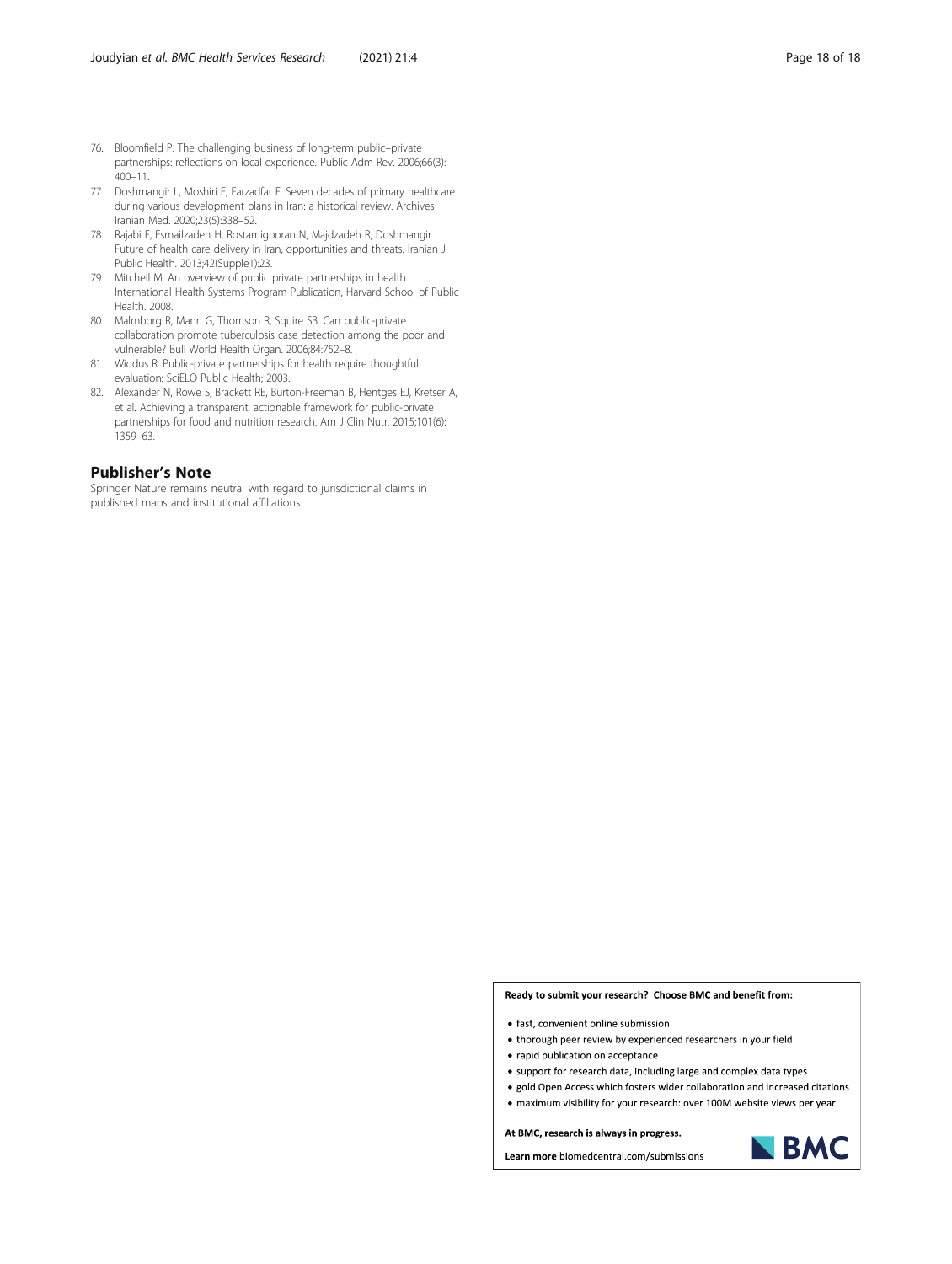76. Bloomfield P. The challenging business of long-term public–private partnerships: reflections on local experience. Public Adm Rev. 2006;66(3): 400–11.
77. Doshmangir L, Moshiri E, Farzadfar F. Seven decades of primary healthcare during various development plans in Iran: a historical review. Archives Iranian Med. 2020;23(5):338–52.
78. Rajabi F, Esmailzadeh H, Rostamigooran N, Majdzadeh R, Doshmangir L. Future of health care delivery in Iran, opportunities and threats. Iranian J Public Health. 2013;42(Supple1):23.
79. Mitchell M. An overview of public private partnerships in health. International Health Systems Program Publication, Harvard School of Public Health. 2008.
80. Malmborg R, Mann G, Thomson R, Squire SB. Can public-private collaboration promote tuberculosis case detection among the poor and vulnerable? Bull World Health Organ. 2006;84:752–8.
81. Widdus R. Public-private partnerships for health require thoughtful evaluation: SciELO Public Health; 2003.
82. Alexander N, Rowe S, Brackett RE, Burton-Freeman B, Hentges EJ, Kretser A, et al. Achieving a transparent, actionable framework for public-private partnerships for food and nutrition research. Am J Clin Nutr. 2015;101(6): 1359–63.

## Publisher's Note

Springer Nature remains neutral with regard to jurisdictional claims in published maps and institutional affiliations.

**Ready to submit your research? Choose BMC and benefit from:**

- fast, convenient online submission
- thorough peer review by experienced researchers in your field
- rapid publication on acceptance
- support for research data, including large and complex data types
- gold Open Access which fosters wider collaboration and increased citations
- maximum visibility for your research: over 100M website views per year

**At BMC, research is always in progress.**

**Learn more** biomedcentral.com/submissions

BMC